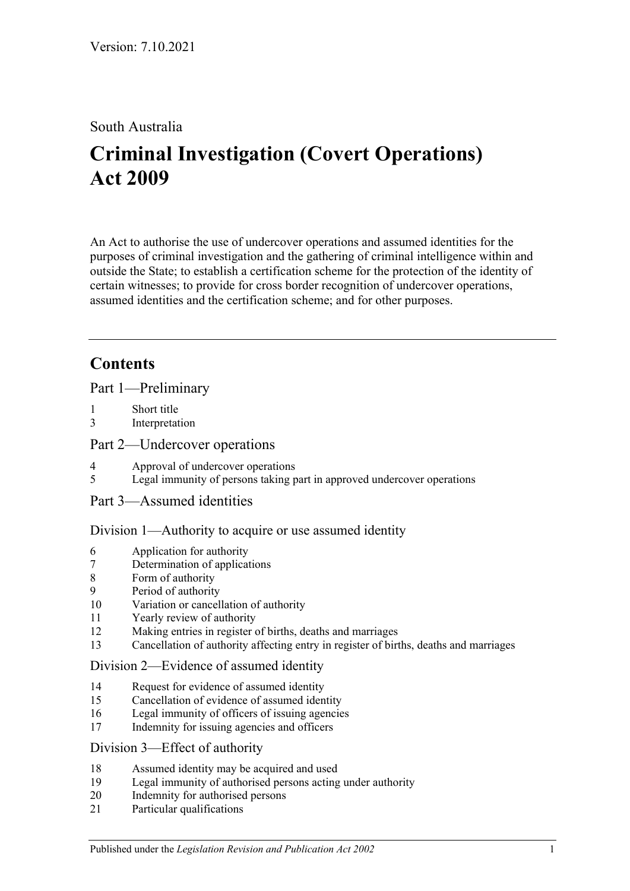Version: 7.10.2021

South Australia

# Criminal Investigation (Covert Operations) Act 2009

An Act to authorise the use of undercover operations and assumed identities for the purposes of criminal investigation and the gathering of criminal intelligence within and outside the State; to establish a certification scheme for the protection of the identity of certain witnesses; to provide for cross border recognition of undercover operations, assumed identities and the certification scheme; and for other purposes.

---

## Contents

### Part 1—Preliminary

1 Short title
3 Interpretation

### Part 2—Undercover operations

4 Approval of undercover operations
5 Legal immunity of persons taking part in approved undercover operations

### Part 3—Assumed identities

#### Division 1—Authority to acquire or use assumed identity

6 Application for authority
7 Determination of applications
8 Form of authority
9 Period of authority
10 Variation or cancellation of authority
11 Yearly review of authority
12 Making entries in register of births, deaths and marriages
13 Cancellation of authority affecting entry in register of births, deaths and marriages

#### Division 2—Evidence of assumed identity

14 Request for evidence of assumed identity
15 Cancellation of evidence of assumed identity
16 Legal immunity of officers of issuing agencies
17 Indemnity for issuing agencies and officers

#### Division 3—Effect of authority

18 Assumed identity may be acquired and used
19 Legal immunity of authorised persons acting under authority
20 Indemnity for authorised persons
21 Particular qualifications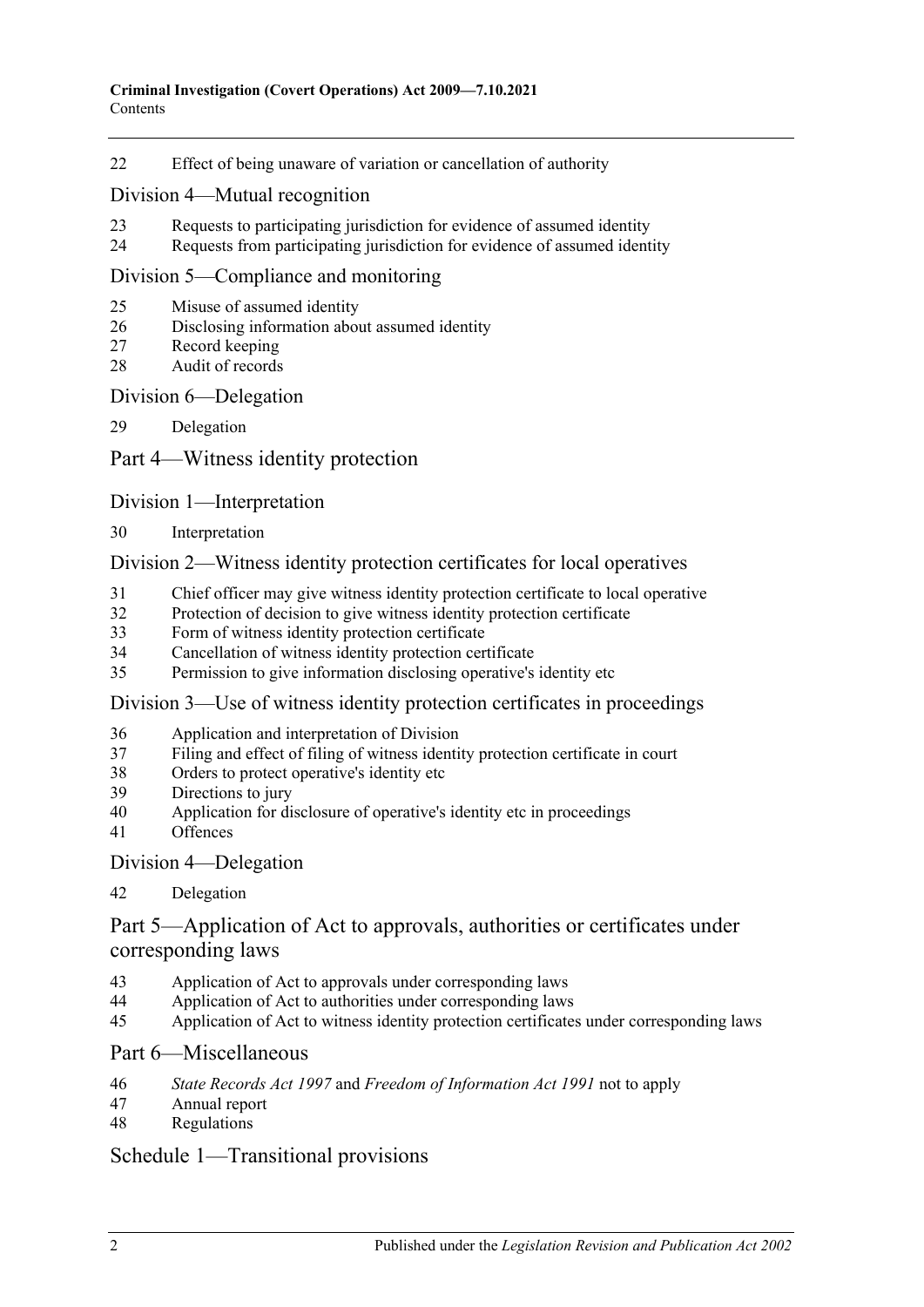22 Effect of being unaware of variation or cancellation of authority

## Division 4—Mutual recognition

23 Requests to participating jurisdiction for evidence of assumed identity
24 Requests from participating jurisdiction for evidence of assumed identity

## Division 5—Compliance and monitoring

25 Misuse of assumed identity
26 Disclosing information about assumed identity
27 Record keeping
28 Audit of records

## Division 6—Delegation

29 Delegation

# Part 4—Witness identity protection

## Division 1—Interpretation

30 Interpretation

## Division 2—Witness identity protection certificates for local operatives

31 Chief officer may give witness identity protection certificate to local operative
32 Protection of decision to give witness identity protection certificate
33 Form of witness identity protection certificate
34 Cancellation of witness identity protection certificate
35 Permission to give information disclosing operative's identity etc

## Division 3—Use of witness identity protection certificates in proceedings

36 Application and interpretation of Division
37 Filing and effect of filing of witness identity protection certificate in court
38 Orders to protect operative's identity etc
39 Directions to jury
40 Application for disclosure of operative's identity etc in proceedings
41 Offences

## Division 4—Delegation

42 Delegation

# Part 5—Application of Act to approvals, authorities or certificates under corresponding laws

43 Application of Act to approvals under corresponding laws
44 Application of Act to authorities under corresponding laws
45 Application of Act to witness identity protection certificates under corresponding laws

# Part 6—Miscellaneous

46 *State Records Act 1997* and *Freedom of Information Act 1991* not to apply
47 Annual report
48 Regulations

# Schedule 1—Transitional provisions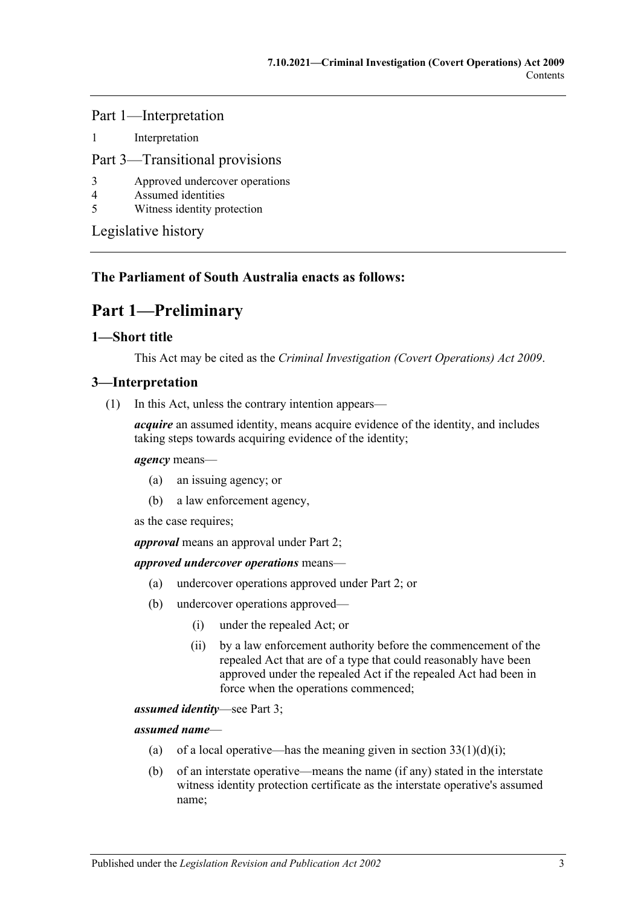Part 1—Interpretation

1 Interpretation

Part 3—Transitional provisions

3 Approved undercover operations
4 Assumed identities
5 Witness identity protection

Legislative history

**The Parliament of South Australia enacts as follows:**

# Part 1—Preliminary

## 1—Short title

This Act may be cited as the *Criminal Investigation (Covert Operations) Act 2009*.

## 3—Interpretation

(1) In this Act, unless the contrary intention appears—

***acquire*** an assumed identity, means acquire evidence of the identity, and includes taking steps towards acquiring evidence of the identity;

***agency*** means—

(a) an issuing agency; or

(b) a law enforcement agency,

as the case requires;

***approval*** means an approval under Part 2;

***approved undercover operations*** means—

(a) undercover operations approved under Part 2; or

(b) undercover operations approved—

(i) under the repealed Act; or

(ii) by a law enforcement authority before the commencement of the repealed Act that are of a type that could reasonably have been approved under the repealed Act if the repealed Act had been in force when the operations commenced;

***assumed identity***—see Part 3;

***assumed name***—

(a) of a local operative—has the meaning given in section 33(1)(d)(i);

(b) of an interstate operative—means the name (if any) stated in the interstate witness identity protection certificate as the interstate operative's assumed name;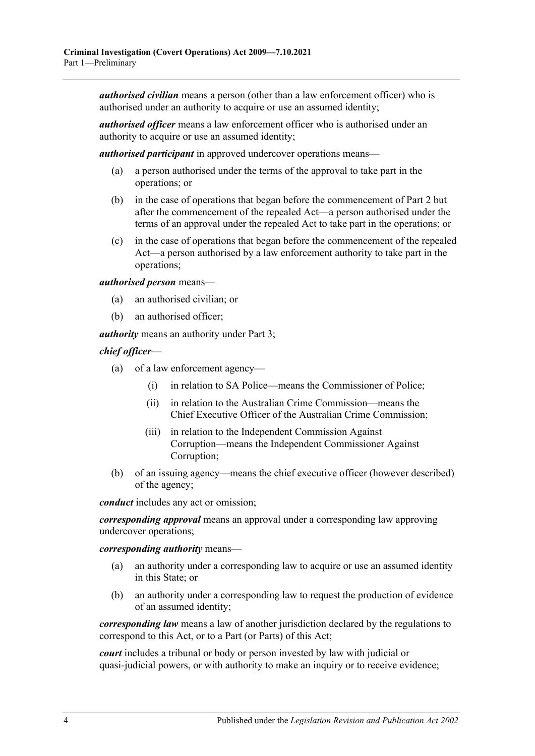***authorised civilian*** means a person (other than a law enforcement officer) who is authorised under an authority to acquire or use an assumed identity;

***authorised officer*** means a law enforcement officer who is authorised under an authority to acquire or use an assumed identity;

***authorised participant*** in approved undercover operations means—

- (a) a person authorised under the terms of the approval to take part in the operations; or
- (b) in the case of operations that began before the commencement of Part 2 but after the commencement of the repealed Act—a person authorised under the terms of an approval under the repealed Act to take part in the operations; or
- (c) in the case of operations that began before the commencement of the repealed Act—a person authorised by a law enforcement authority to take part in the operations;

***authorised person*** means—

- (a) an authorised civilian; or
- (b) an authorised officer;

***authority*** means an authority under Part 3;

***chief officer***—

- (a) of a law enforcement agency—
  - (i) in relation to SA Police—means the Commissioner of Police;
  - (ii) in relation to the Australian Crime Commission—means the Chief Executive Officer of the Australian Crime Commission;
  - (iii) in relation to the Independent Commission Against Corruption—means the Independent Commissioner Against Corruption;
- (b) of an issuing agency—means the chief executive officer (however described) of the agency;

***conduct*** includes any act or omission;

***corresponding approval*** means an approval under a corresponding law approving undercover operations;

***corresponding authority*** means—

- (a) an authority under a corresponding law to acquire or use an assumed identity in this State; or
- (b) an authority under a corresponding law to request the production of evidence of an assumed identity;

***corresponding law*** means a law of another jurisdiction declared by the regulations to correspond to this Act, or to a Part (or Parts) of this Act;

***court*** includes a tribunal or body or person invested by law with judicial or quasi-judicial powers, or with authority to make an inquiry or to receive evidence;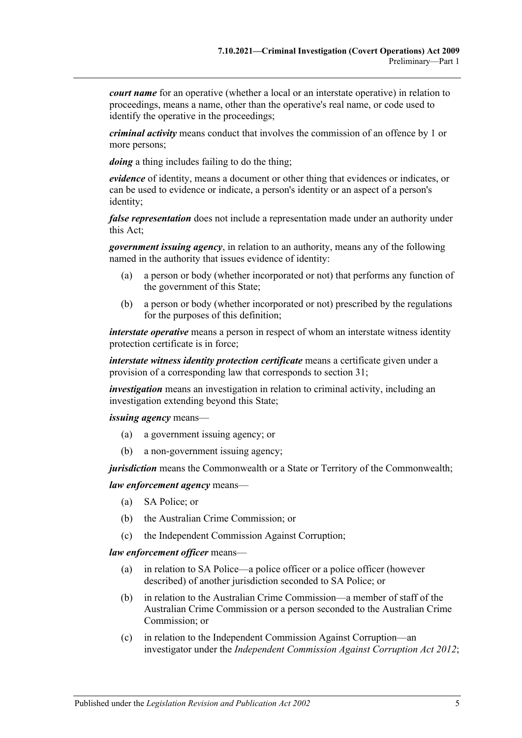***court name*** for an operative (whether a local or an interstate operative) in relation to proceedings, means a name, other than the operative's real name, or code used to identify the operative in the proceedings;

***criminal activity*** means conduct that involves the commission of an offence by 1 or more persons;

***doing*** a thing includes failing to do the thing;

***evidence*** of identity, means a document or other thing that evidences or indicates, or can be used to evidence or indicate, a person's identity or an aspect of a person's identity;

***false representation*** does not include a representation made under an authority under this Act;

***government issuing agency***, in relation to an authority, means any of the following named in the authority that issues evidence of identity:

- (a) a person or body (whether incorporated or not) that performs any function of the government of this State;
- (b) a person or body (whether incorporated or not) prescribed by the regulations for the purposes of this definition;

***interstate operative*** means a person in respect of whom an interstate witness identity protection certificate is in force;

***interstate witness identity protection certificate*** means a certificate given under a provision of a corresponding law that corresponds to section 31;

***investigation*** means an investigation in relation to criminal activity, including an investigation extending beyond this State;

***issuing agency*** means—

- (a) a government issuing agency; or
- (b) a non-government issuing agency;

***jurisdiction*** means the Commonwealth or a State or Territory of the Commonwealth;

***law enforcement agency*** means—

- (a) SA Police; or
- (b) the Australian Crime Commission; or
- (c) the Independent Commission Against Corruption;

***law enforcement officer*** means—

- (a) in relation to SA Police—a police officer or a police officer (however described) of another jurisdiction seconded to SA Police; or
- (b) in relation to the Australian Crime Commission—a member of staff of the Australian Crime Commission or a person seconded to the Australian Crime Commission; or
- (c) in relation to the Independent Commission Against Corruption—an investigator under the *Independent Commission Against Corruption Act 2012*;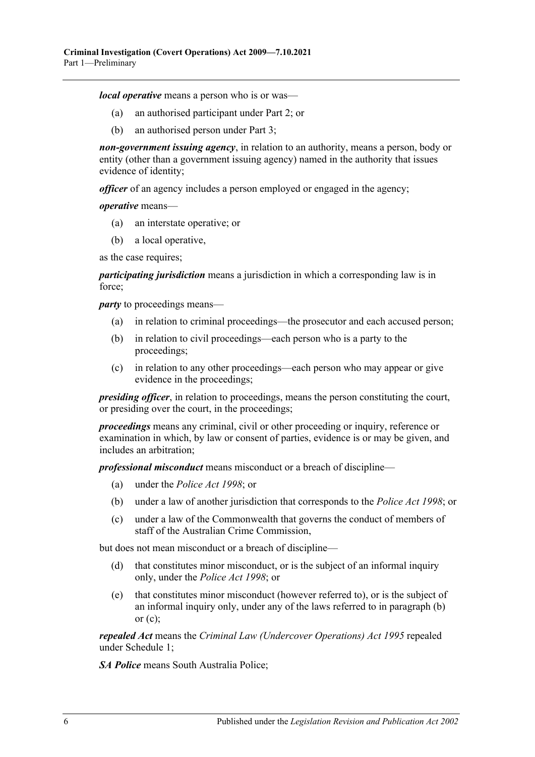***local operative*** means a person who is or was—

(a) an authorised participant under Part 2; or

(b) an authorised person under Part 3;

***non-government issuing agency***, in relation to an authority, means a person, body or entity (other than a government issuing agency) named in the authority that issues evidence of identity;

***officer*** of an agency includes a person employed or engaged in the agency;

***operative*** means—

(a) an interstate operative; or

(b) a local operative,

as the case requires;

***participating jurisdiction*** means a jurisdiction in which a corresponding law is in force;

***party*** to proceedings means—

(a) in relation to criminal proceedings—the prosecutor and each accused person;

(b) in relation to civil proceedings—each person who is a party to the proceedings;

(c) in relation to any other proceedings—each person who may appear or give evidence in the proceedings;

***presiding officer***, in relation to proceedings, means the person constituting the court, or presiding over the court, in the proceedings;

***proceedings*** means any criminal, civil or other proceeding or inquiry, reference or examination in which, by law or consent of parties, evidence is or may be given, and includes an arbitration;

***professional misconduct*** means misconduct or a breach of discipline—

(a) under the *Police Act 1998*; or

(b) under a law of another jurisdiction that corresponds to the *Police Act 1998*; or

(c) under a law of the Commonwealth that governs the conduct of members of staff of the Australian Crime Commission,

but does not mean misconduct or a breach of discipline—

(d) that constitutes minor misconduct, or is the subject of an informal inquiry only, under the *Police Act 1998*; or

(e) that constitutes minor misconduct (however referred to), or is the subject of an informal inquiry only, under any of the laws referred to in paragraph (b) or (c);

***repealed Act*** means the *Criminal Law (Undercover Operations) Act 1995* repealed under Schedule 1;

***SA Police*** means South Australia Police;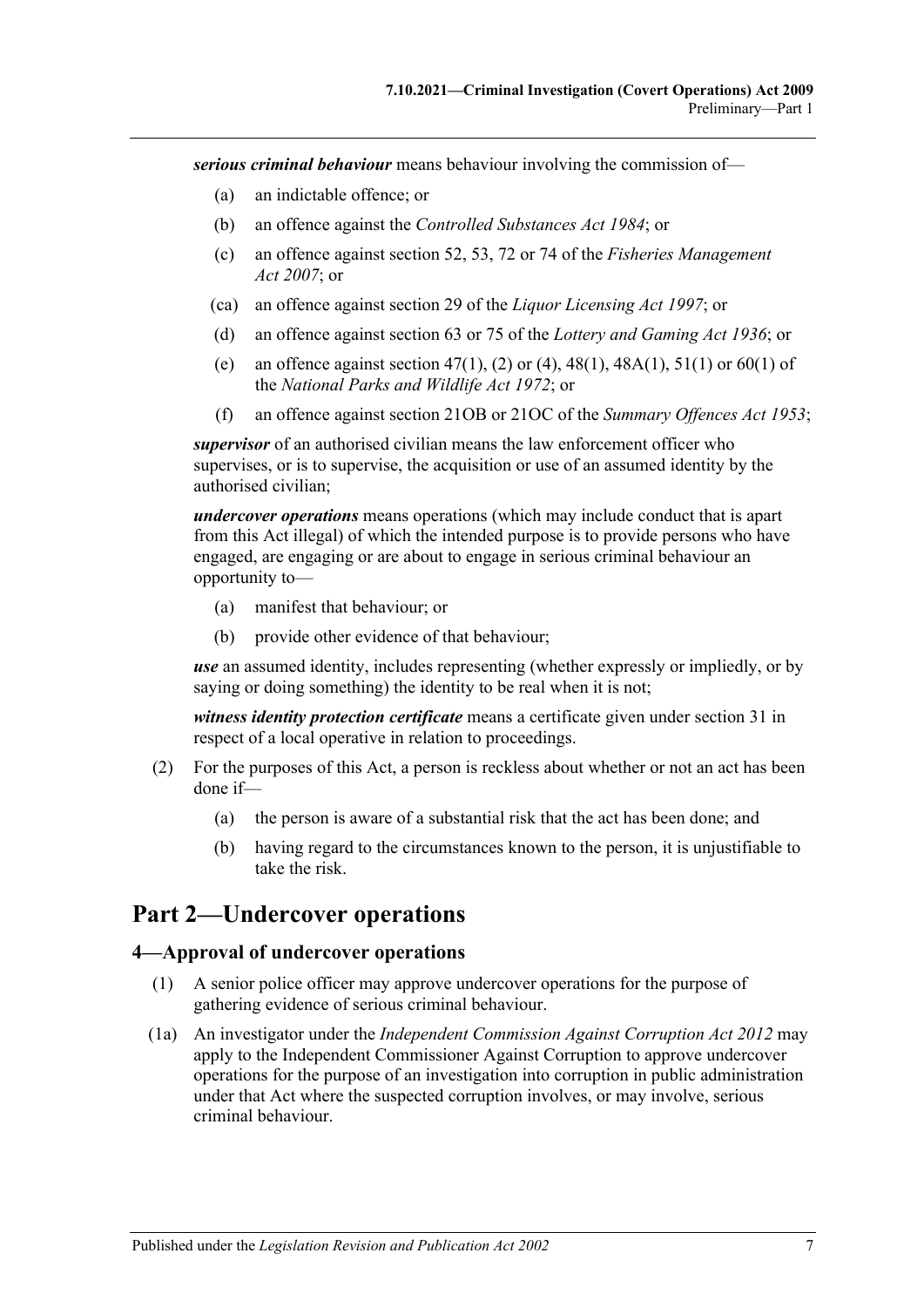***serious criminal behaviour*** means behaviour involving the commission of—

(a) an indictable offence; or

(b) an offence against the *Controlled Substances Act 1984*; or

(c) an offence against section 52, 53, 72 or 74 of the *Fisheries Management Act 2007*; or

(ca) an offence against section 29 of the *Liquor Licensing Act 1997*; or

(d) an offence against section 63 or 75 of the *Lottery and Gaming Act 1936*; or

(e) an offence against section 47(1), (2) or (4), 48(1), 48A(1), 51(1) or 60(1) of the *National Parks and Wildlife Act 1972*; or

(f) an offence against section 21OB or 21OC of the *Summary Offences Act 1953*;

***supervisor*** of an authorised civilian means the law enforcement officer who supervises, or is to supervise, the acquisition or use of an assumed identity by the authorised civilian;

***undercover operations*** means operations (which may include conduct that is apart from this Act illegal) of which the intended purpose is to provide persons who have engaged, are engaging or are about to engage in serious criminal behaviour an opportunity to—

(a) manifest that behaviour; or

(b) provide other evidence of that behaviour;

***use*** an assumed identity, includes representing (whether expressly or impliedly, or by saying or doing something) the identity to be real when it is not;

***witness identity protection certificate*** means a certificate given under section 31 in respect of a local operative in relation to proceedings.

(2) For the purposes of this Act, a person is reckless about whether or not an act has been done if—

(a) the person is aware of a substantial risk that the act has been done; and

(b) having regard to the circumstances known to the person, it is unjustifiable to take the risk.

# Part 2—Undercover operations

## 4—Approval of undercover operations

(1) A senior police officer may approve undercover operations for the purpose of gathering evidence of serious criminal behaviour.

(1a) An investigator under the *Independent Commission Against Corruption Act 2012* may apply to the Independent Commissioner Against Corruption to approve undercover operations for the purpose of an investigation into corruption in public administration under that Act where the suspected corruption involves, or may involve, serious criminal behaviour.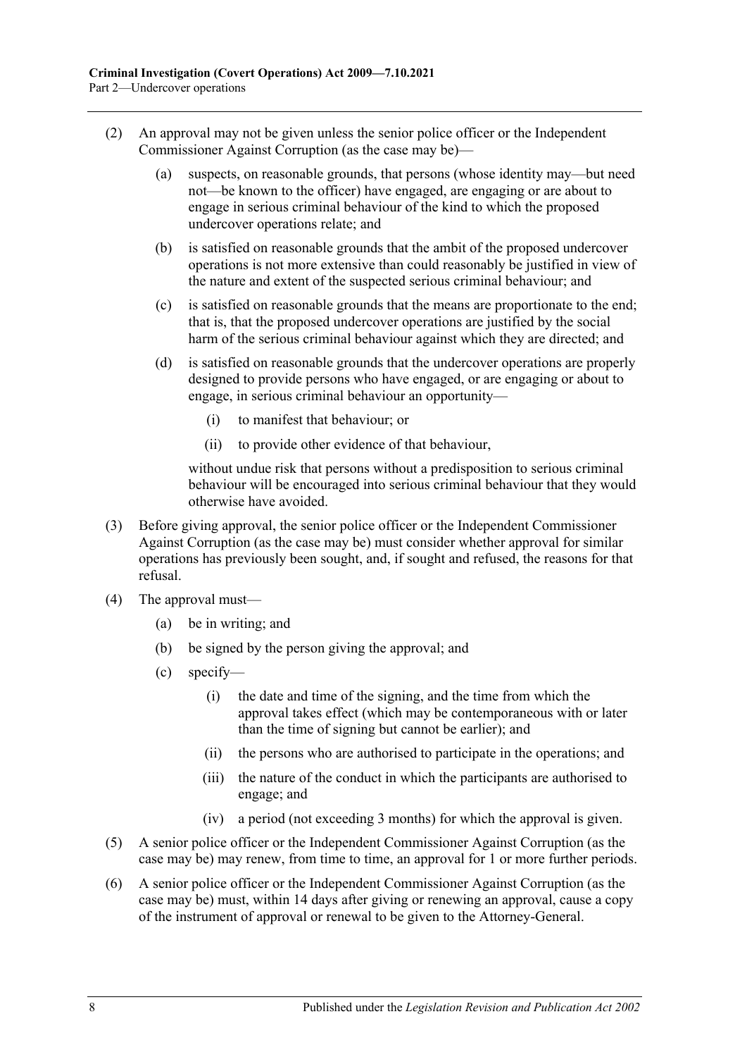(2) An approval may not be given unless the senior police officer or the Independent Commissioner Against Corruption (as the case may be)—

(a) suspects, on reasonable grounds, that persons (whose identity may—but need not—be known to the officer) have engaged, are engaging or are about to engage in serious criminal behaviour of the kind to which the proposed undercover operations relate; and

(b) is satisfied on reasonable grounds that the ambit of the proposed undercover operations is not more extensive than could reasonably be justified in view of the nature and extent of the suspected serious criminal behaviour; and

(c) is satisfied on reasonable grounds that the means are proportionate to the end; that is, that the proposed undercover operations are justified by the social harm of the serious criminal behaviour against which they are directed; and

(d) is satisfied on reasonable grounds that the undercover operations are properly designed to provide persons who have engaged, or are engaging or about to engage, in serious criminal behaviour an opportunity—

(i) to manifest that behaviour; or

(ii) to provide other evidence of that behaviour,

without undue risk that persons without a predisposition to serious criminal behaviour will be encouraged into serious criminal behaviour that they would otherwise have avoided.

(3) Before giving approval, the senior police officer or the Independent Commissioner Against Corruption (as the case may be) must consider whether approval for similar operations has previously been sought, and, if sought and refused, the reasons for that refusal.

(4) The approval must—

(a) be in writing; and

(b) be signed by the person giving the approval; and

(c) specify—

(i) the date and time of the signing, and the time from which the approval takes effect (which may be contemporaneous with or later than the time of signing but cannot be earlier); and

(ii) the persons who are authorised to participate in the operations; and

(iii) the nature of the conduct in which the participants are authorised to engage; and

(iv) a period (not exceeding 3 months) for which the approval is given.

(5) A senior police officer or the Independent Commissioner Against Corruption (as the case may be) may renew, from time to time, an approval for 1 or more further periods.

(6) A senior police officer or the Independent Commissioner Against Corruption (as the case may be) must, within 14 days after giving or renewing an approval, cause a copy of the instrument of approval or renewal to be given to the Attorney-General.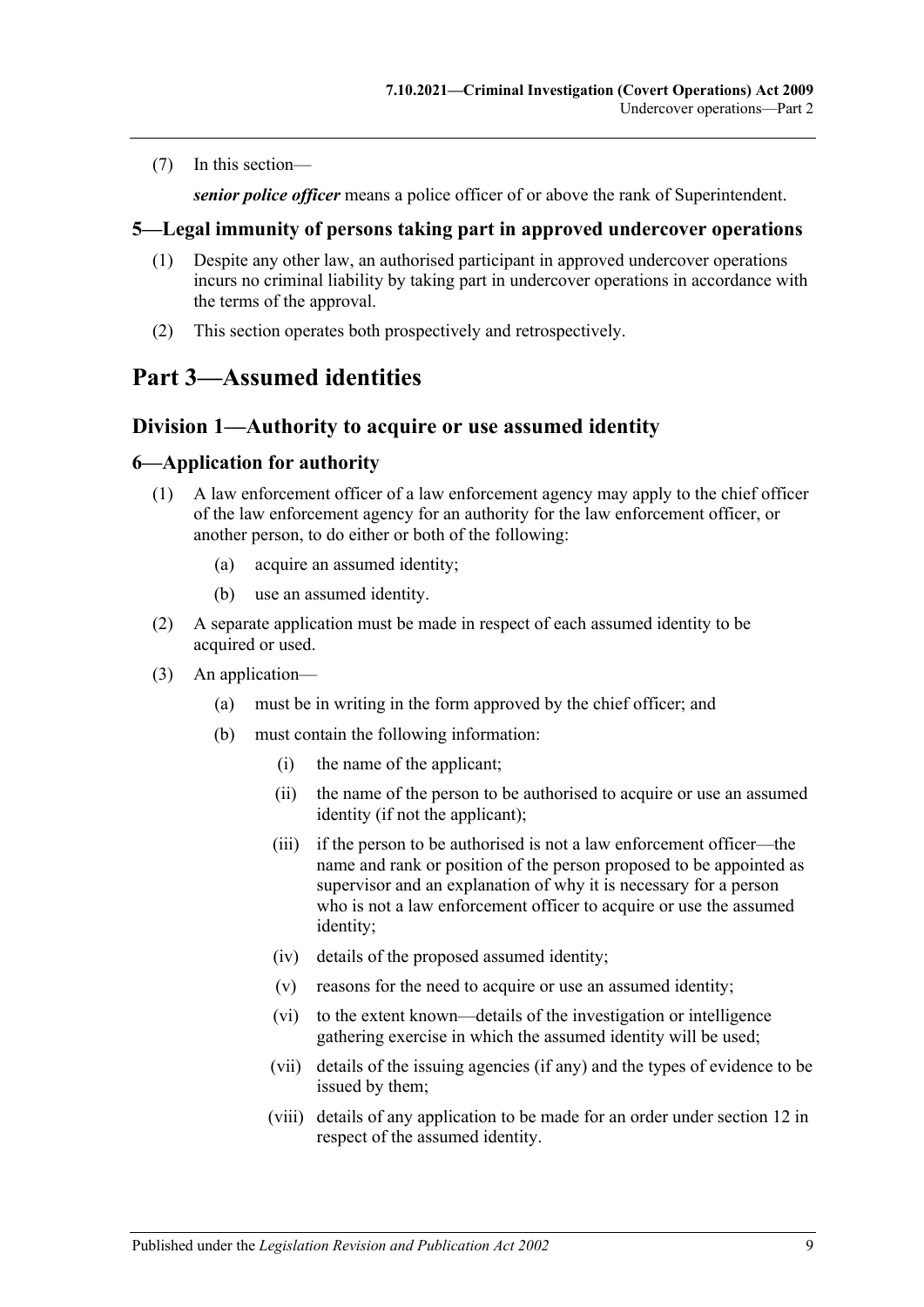(7) In this section—

***senior police officer*** means a police officer of or above the rank of Superintendent.

### 5—Legal immunity of persons taking part in approved undercover operations

(1) Despite any other law, an authorised participant in approved undercover operations incurs no criminal liability by taking part in undercover operations in accordance with the terms of the approval.

(2) This section operates both prospectively and retrospectively.

# Part 3—Assumed identities

## Division 1—Authority to acquire or use assumed identity

### 6—Application for authority

(1) A law enforcement officer of a law enforcement agency may apply to the chief officer of the law enforcement agency for an authority for the law enforcement officer, or another person, to do either or both of the following:

- (a) acquire an assumed identity;
- (b) use an assumed identity.

(2) A separate application must be made in respect of each assumed identity to be acquired or used.

(3) An application—

- (a) must be in writing in the form approved by the chief officer; and
- (b) must contain the following information:
  - (i) the name of the applicant;
  - (ii) the name of the person to be authorised to acquire or use an assumed identity (if not the applicant);
  - (iii) if the person to be authorised is not a law enforcement officer—the name and rank or position of the person proposed to be appointed as supervisor and an explanation of why it is necessary for a person who is not a law enforcement officer to acquire or use the assumed identity;
  - (iv) details of the proposed assumed identity;
  - (v) reasons for the need to acquire or use an assumed identity;
  - (vi) to the extent known—details of the investigation or intelligence gathering exercise in which the assumed identity will be used;
  - (vii) details of the issuing agencies (if any) and the types of evidence to be issued by them;
  - (viii) details of any application to be made for an order under section 12 in respect of the assumed identity.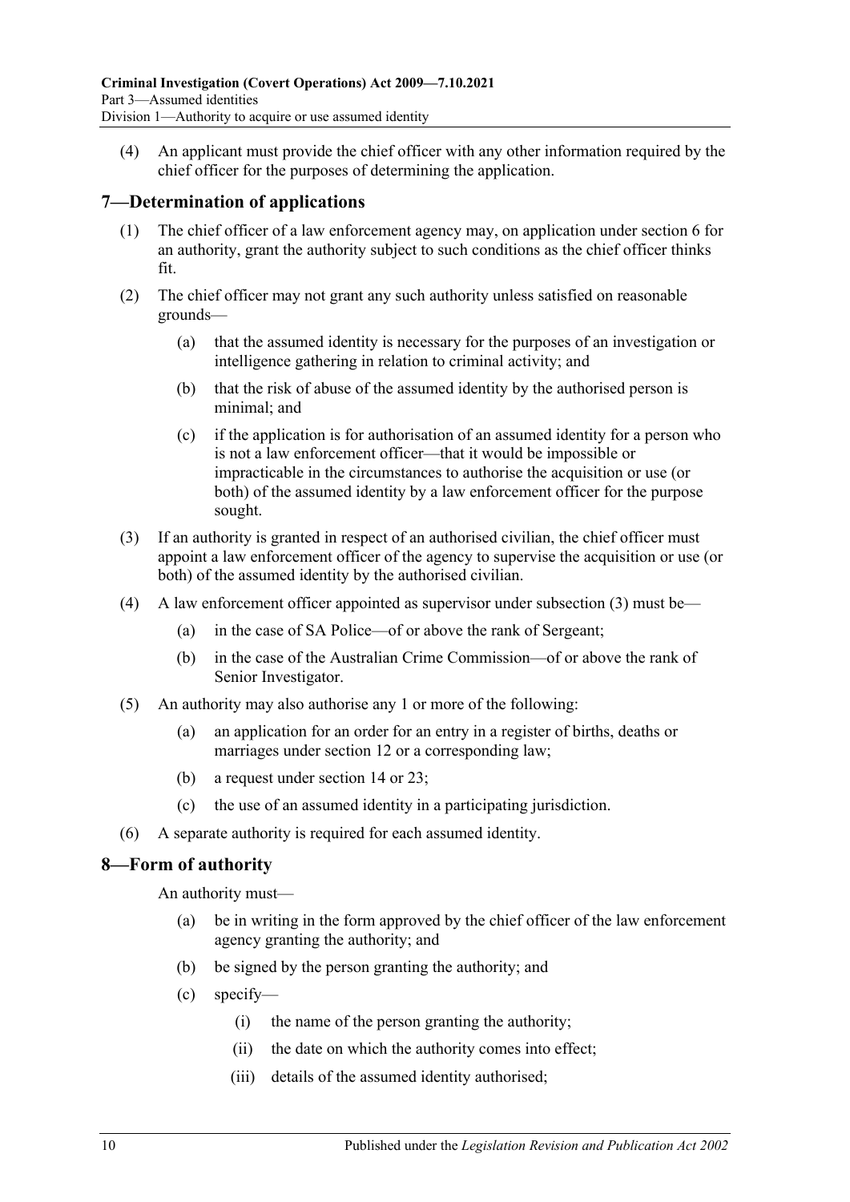(4) An applicant must provide the chief officer with any other information required by the chief officer for the purposes of determining the application.

## 7—Determination of applications

(1) The chief officer of a law enforcement agency may, on application under section 6 for an authority, grant the authority subject to such conditions as the chief officer thinks fit.

(2) The chief officer may not grant any such authority unless satisfied on reasonable grounds—

(a) that the assumed identity is necessary for the purposes of an investigation or intelligence gathering in relation to criminal activity; and

(b) that the risk of abuse of the assumed identity by the authorised person is minimal; and

(c) if the application is for authorisation of an assumed identity for a person who is not a law enforcement officer—that it would be impossible or impracticable in the circumstances to authorise the acquisition or use (or both) of the assumed identity by a law enforcement officer for the purpose sought.

(3) If an authority is granted in respect of an authorised civilian, the chief officer must appoint a law enforcement officer of the agency to supervise the acquisition or use (or both) of the assumed identity by the authorised civilian.

(4) A law enforcement officer appointed as supervisor under subsection (3) must be—

(a) in the case of SA Police—of or above the rank of Sergeant;

(b) in the case of the Australian Crime Commission—of or above the rank of Senior Investigator.

(5) An authority may also authorise any 1 or more of the following:

(a) an application for an order for an entry in a register of births, deaths or marriages under section 12 or a corresponding law;

(b) a request under section 14 or 23;

(c) the use of an assumed identity in a participating jurisdiction.

(6) A separate authority is required for each assumed identity.

## 8—Form of authority

An authority must—

(a) be in writing in the form approved by the chief officer of the law enforcement agency granting the authority; and

(b) be signed by the person granting the authority; and

(c) specify—

(i) the name of the person granting the authority;

(ii) the date on which the authority comes into effect;

(iii) details of the assumed identity authorised;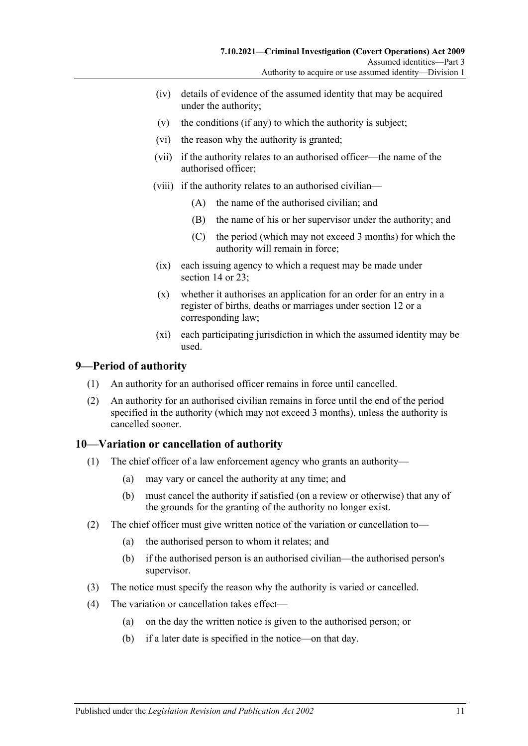(iv) details of evidence of the assumed identity that may be acquired under the authority;

(v) the conditions (if any) to which the authority is subject;

(vi) the reason why the authority is granted;

(vii) if the authority relates to an authorised officer—the name of the authorised officer;

(viii) if the authority relates to an authorised civilian—

(A) the name of the authorised civilian; and

(B) the name of his or her supervisor under the authority; and

(C) the period (which may not exceed 3 months) for which the authority will remain in force;

(ix) each issuing agency to which a request may be made under section 14 or 23;

(x) whether it authorises an application for an order for an entry in a register of births, deaths or marriages under section 12 or a corresponding law;

(xi) each participating jurisdiction in which the assumed identity may be used.

## 9—Period of authority

(1) An authority for an authorised officer remains in force until cancelled.

(2) An authority for an authorised civilian remains in force until the end of the period specified in the authority (which may not exceed 3 months), unless the authority is cancelled sooner.

## 10—Variation or cancellation of authority

(1) The chief officer of a law enforcement agency who grants an authority—

(a) may vary or cancel the authority at any time; and

(b) must cancel the authority if satisfied (on a review or otherwise) that any of the grounds for the granting of the authority no longer exist.

(2) The chief officer must give written notice of the variation or cancellation to—

(a) the authorised person to whom it relates; and

(b) if the authorised person is an authorised civilian—the authorised person's supervisor.

(3) The notice must specify the reason why the authority is varied or cancelled.

(4) The variation or cancellation takes effect—

(a) on the day the written notice is given to the authorised person; or

(b) if a later date is specified in the notice—on that day.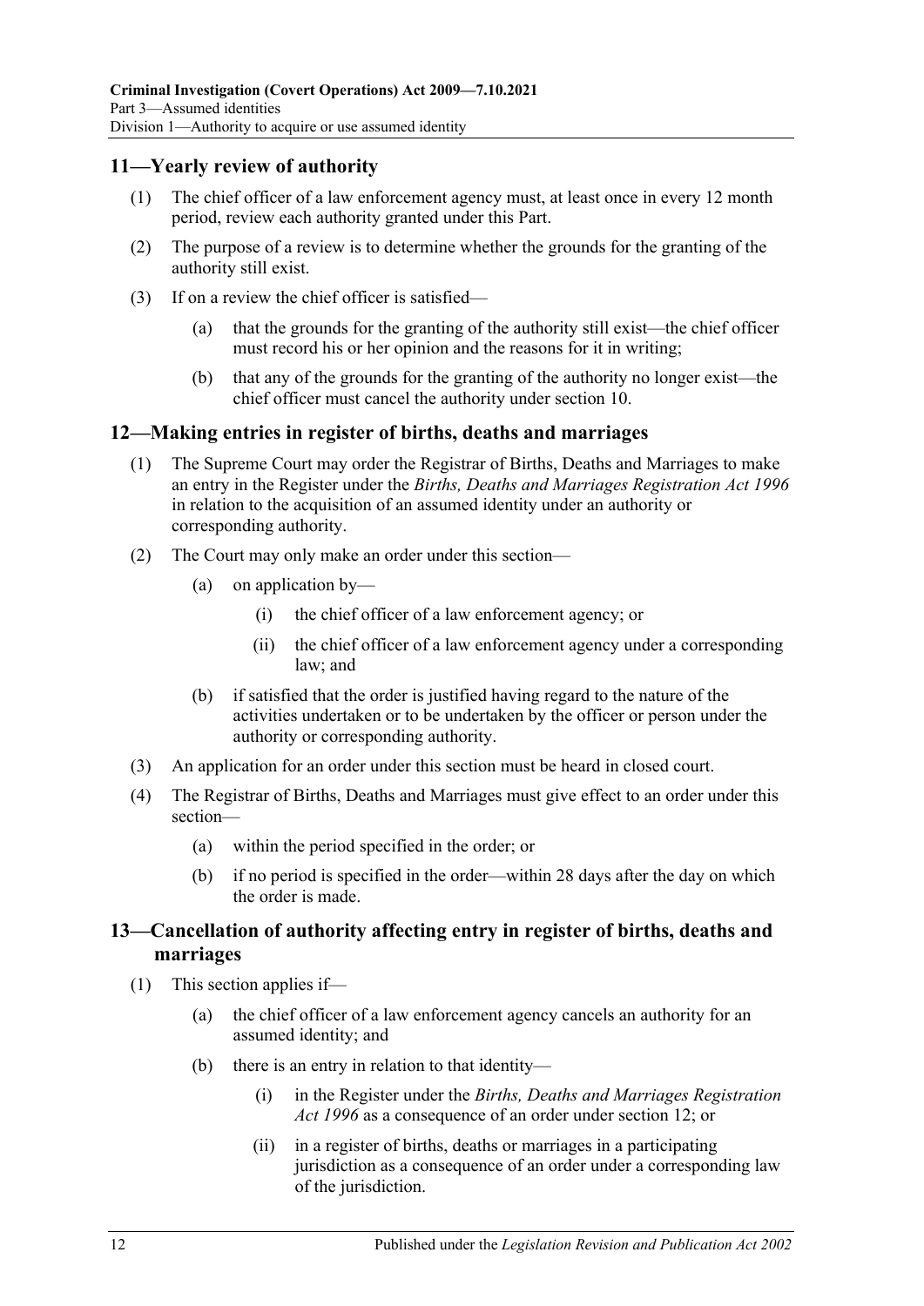## 11—Yearly review of authority

(1) The chief officer of a law enforcement agency must, at least once in every 12 month period, review each authority granted under this Part.

(2) The purpose of a review is to determine whether the grounds for the granting of the authority still exist.

(3) If on a review the chief officer is satisfied—

(a) that the grounds for the granting of the authority still exist—the chief officer must record his or her opinion and the reasons for it in writing;

(b) that any of the grounds for the granting of the authority no longer exist—the chief officer must cancel the authority under section 10.

## 12—Making entries in register of births, deaths and marriages

(1) The Supreme Court may order the Registrar of Births, Deaths and Marriages to make an entry in the Register under the *Births, Deaths and Marriages Registration Act 1996* in relation to the acquisition of an assumed identity under an authority or corresponding authority.

(2) The Court may only make an order under this section—

(a) on application by—

(i) the chief officer of a law enforcement agency; or

(ii) the chief officer of a law enforcement agency under a corresponding law; and

(b) if satisfied that the order is justified having regard to the nature of the activities undertaken or to be undertaken by the officer or person under the authority or corresponding authority.

(3) An application for an order under this section must be heard in closed court.

(4) The Registrar of Births, Deaths and Marriages must give effect to an order under this section—

(a) within the period specified in the order; or

(b) if no period is specified in the order—within 28 days after the day on which the order is made.

## 13—Cancellation of authority affecting entry in register of births, deaths and marriages

(1) This section applies if—

(a) the chief officer of a law enforcement agency cancels an authority for an assumed identity; and

(b) there is an entry in relation to that identity—

(i) in the Register under the *Births, Deaths and Marriages Registration Act 1996* as a consequence of an order under section 12; or

(ii) in a register of births, deaths or marriages in a participating jurisdiction as a consequence of an order under a corresponding law of the jurisdiction.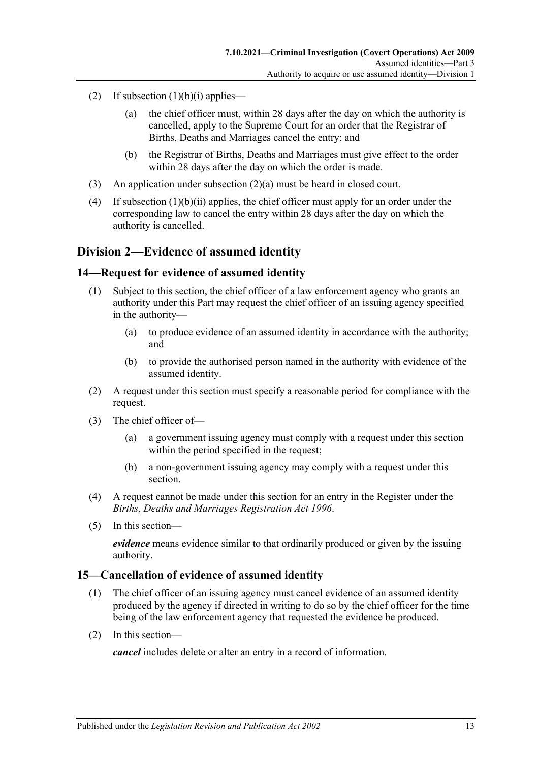(2) If subsection (1)(b)(i) applies—

(a) the chief officer must, within 28 days after the day on which the authority is cancelled, apply to the Supreme Court for an order that the Registrar of Births, Deaths and Marriages cancel the entry; and

(b) the Registrar of Births, Deaths and Marriages must give effect to the order within 28 days after the day on which the order is made.

(3) An application under subsection (2)(a) must be heard in closed court.

(4) If subsection (1)(b)(ii) applies, the chief officer must apply for an order under the corresponding law to cancel the entry within 28 days after the day on which the authority is cancelled.

## Division 2—Evidence of assumed identity

### 14—Request for evidence of assumed identity

(1) Subject to this section, the chief officer of a law enforcement agency who grants an authority under this Part may request the chief officer of an issuing agency specified in the authority—

(a) to produce evidence of an assumed identity in accordance with the authority; and

(b) to provide the authorised person named in the authority with evidence of the assumed identity.

(2) A request under this section must specify a reasonable period for compliance with the request.

(3) The chief officer of—

(a) a government issuing agency must comply with a request under this section within the period specified in the request;

(b) a non-government issuing agency may comply with a request under this section.

(4) A request cannot be made under this section for an entry in the Register under the *Births, Deaths and Marriages Registration Act 1996*.

(5) In this section—

***evidence*** means evidence similar to that ordinarily produced or given by the issuing authority.

### 15—Cancellation of evidence of assumed identity

(1) The chief officer of an issuing agency must cancel evidence of an assumed identity produced by the agency if directed in writing to do so by the chief officer for the time being of the law enforcement agency that requested the evidence be produced.

(2) In this section—

***cancel*** includes delete or alter an entry in a record of information.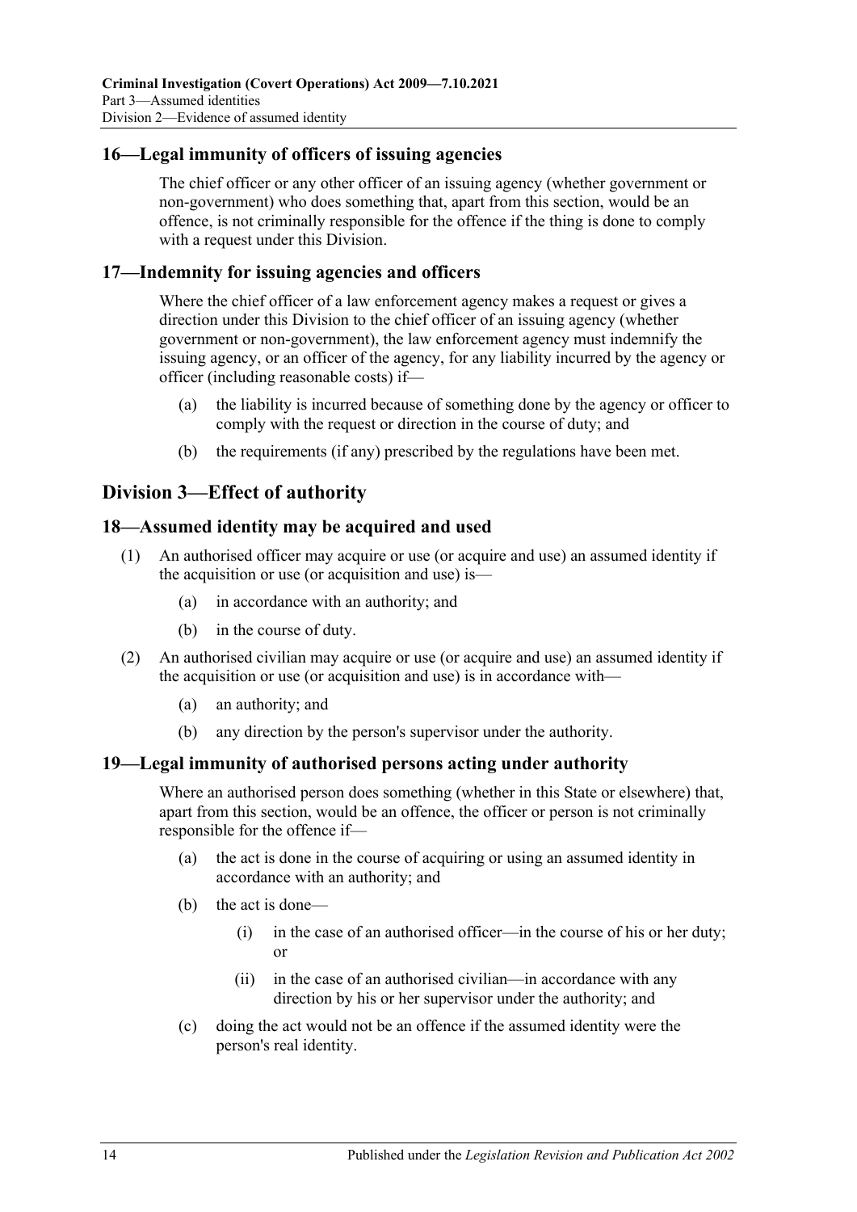## 16—Legal immunity of officers of issuing agencies

The chief officer or any other officer of an issuing agency (whether government or non-government) who does something that, apart from this section, would be an offence, is not criminally responsible for the offence if the thing is done to comply with a request under this Division.

## 17—Indemnity for issuing agencies and officers

Where the chief officer of a law enforcement agency makes a request or gives a direction under this Division to the chief officer of an issuing agency (whether government or non-government), the law enforcement agency must indemnify the issuing agency, or an officer of the agency, for any liability incurred by the agency or officer (including reasonable costs) if—

- (a) the liability is incurred because of something done by the agency or officer to comply with the request or direction in the course of duty; and
- (b) the requirements (if any) prescribed by the regulations have been met.

# Division 3—Effect of authority

## 18—Assumed identity may be acquired and used

(1) An authorised officer may acquire or use (or acquire and use) an assumed identity if the acquisition or use (or acquisition and use) is—

- (a) in accordance with an authority; and
- (b) in the course of duty.

(2) An authorised civilian may acquire or use (or acquire and use) an assumed identity if the acquisition or use (or acquisition and use) is in accordance with—

- (a) an authority; and
- (b) any direction by the person's supervisor under the authority.

## 19—Legal immunity of authorised persons acting under authority

Where an authorised person does something (whether in this State or elsewhere) that, apart from this section, would be an offence, the officer or person is not criminally responsible for the offence if—

- (a) the act is done in the course of acquiring or using an assumed identity in accordance with an authority; and
- (b) the act is done—
  - (i) in the case of an authorised officer—in the course of his or her duty; or
  - (ii) in the case of an authorised civilian—in accordance with any direction by his or her supervisor under the authority; and
- (c) doing the act would not be an offence if the assumed identity were the person's real identity.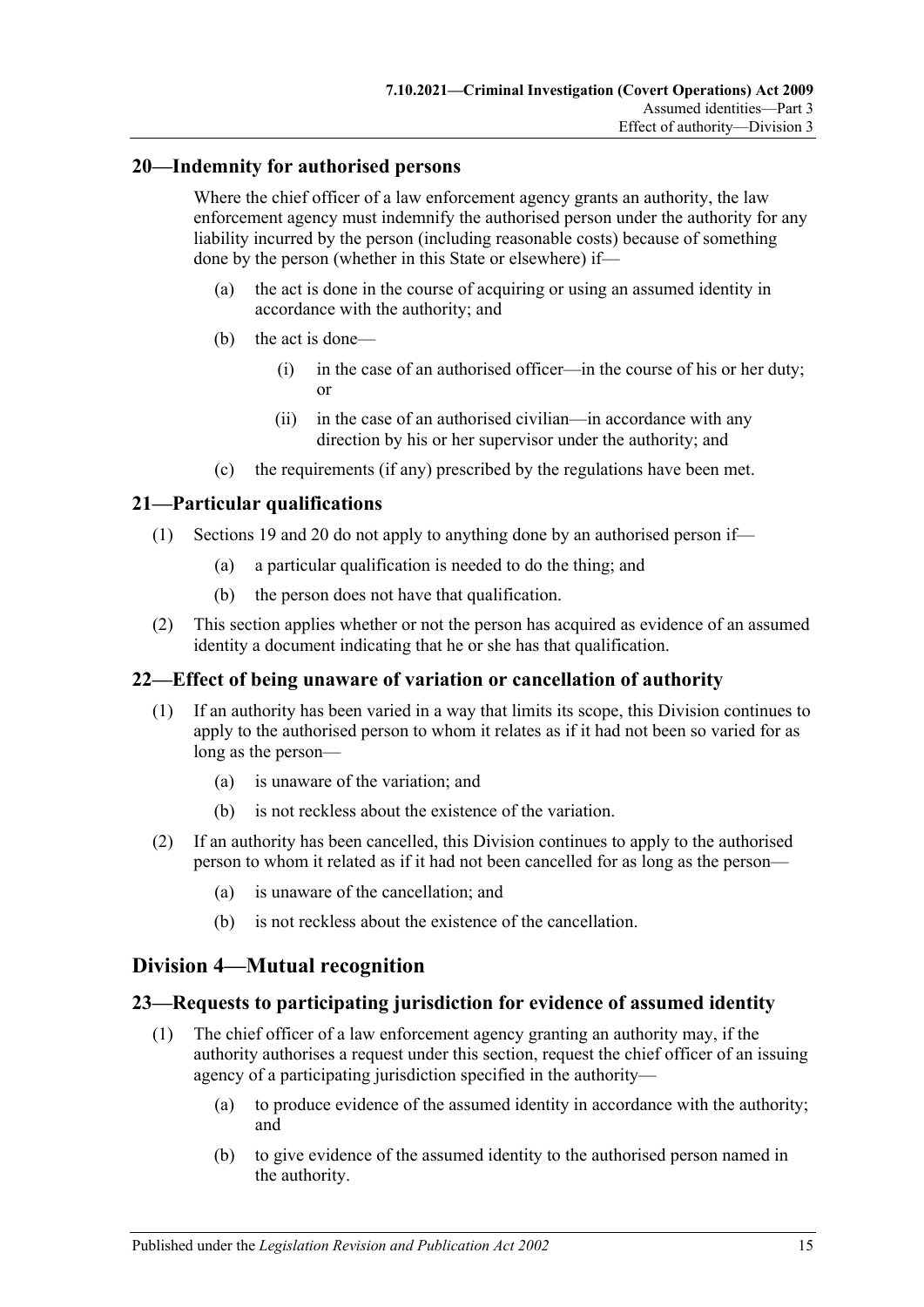## 20—Indemnity for authorised persons

Where the chief officer of a law enforcement agency grants an authority, the law enforcement agency must indemnify the authorised person under the authority for any liability incurred by the person (including reasonable costs) because of something done by the person (whether in this State or elsewhere) if—

- (a) the act is done in the course of acquiring or using an assumed identity in accordance with the authority; and
- (b) the act is done—
  - (i) in the case of an authorised officer—in the course of his or her duty; or
  - (ii) in the case of an authorised civilian—in accordance with any direction by his or her supervisor under the authority; and
- (c) the requirements (if any) prescribed by the regulations have been met.

## 21—Particular qualifications

(1) Sections 19 and 20 do not apply to anything done by an authorised person if—

- (a) a particular qualification is needed to do the thing; and
- (b) the person does not have that qualification.

(2) This section applies whether or not the person has acquired as evidence of an assumed identity a document indicating that he or she has that qualification.

## 22—Effect of being unaware of variation or cancellation of authority

(1) If an authority has been varied in a way that limits its scope, this Division continues to apply to the authorised person to whom it relates as if it had not been so varied for as long as the person—

- (a) is unaware of the variation; and
- (b) is not reckless about the existence of the variation.

(2) If an authority has been cancelled, this Division continues to apply to the authorised person to whom it related as if it had not been cancelled for as long as the person—

- (a) is unaware of the cancellation; and
- (b) is not reckless about the existence of the cancellation.

# Division 4—Mutual recognition

## 23—Requests to participating jurisdiction for evidence of assumed identity

(1) The chief officer of a law enforcement agency granting an authority may, if the authority authorises a request under this section, request the chief officer of an issuing agency of a participating jurisdiction specified in the authority—

- (a) to produce evidence of the assumed identity in accordance with the authority; and
- (b) to give evidence of the assumed identity to the authorised person named in the authority.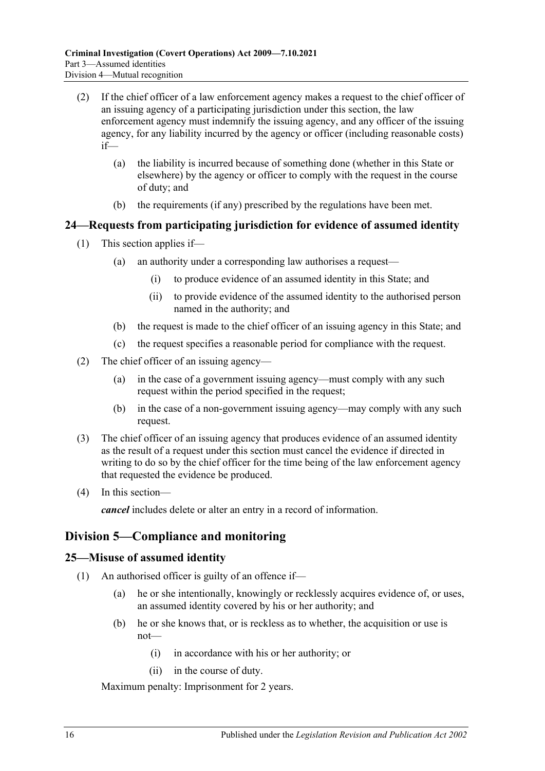(2) If the chief officer of a law enforcement agency makes a request to the chief officer of an issuing agency of a participating jurisdiction under this section, the law enforcement agency must indemnify the issuing agency, and any officer of the issuing agency, for any liability incurred by the agency or officer (including reasonable costs) if—

(a) the liability is incurred because of something done (whether in this State or elsewhere) by the agency or officer to comply with the request in the course of duty; and

(b) the requirements (if any) prescribed by the regulations have been met.

## 24—Requests from participating jurisdiction for evidence of assumed identity

(1) This section applies if—

(a) an authority under a corresponding law authorises a request—

(i) to produce evidence of an assumed identity in this State; and

(ii) to provide evidence of the assumed identity to the authorised person named in the authority; and

(b) the request is made to the chief officer of an issuing agency in this State; and

(c) the request specifies a reasonable period for compliance with the request.

(2) The chief officer of an issuing agency—

(a) in the case of a government issuing agency—must comply with any such request within the period specified in the request;

(b) in the case of a non-government issuing agency—may comply with any such request.

(3) The chief officer of an issuing agency that produces evidence of an assumed identity as the result of a request under this section must cancel the evidence if directed in writing to do so by the chief officer for the time being of the law enforcement agency that requested the evidence be produced.

(4) In this section—

***cancel*** includes delete or alter an entry in a record of information.

# Division 5—Compliance and monitoring

## 25—Misuse of assumed identity

(1) An authorised officer is guilty of an offence if—

(a) he or she intentionally, knowingly or recklessly acquires evidence of, or uses, an assumed identity covered by his or her authority; and

(b) he or she knows that, or is reckless as to whether, the acquisition or use is not—

(i) in accordance with his or her authority; or

(ii) in the course of duty.

Maximum penalty: Imprisonment for 2 years.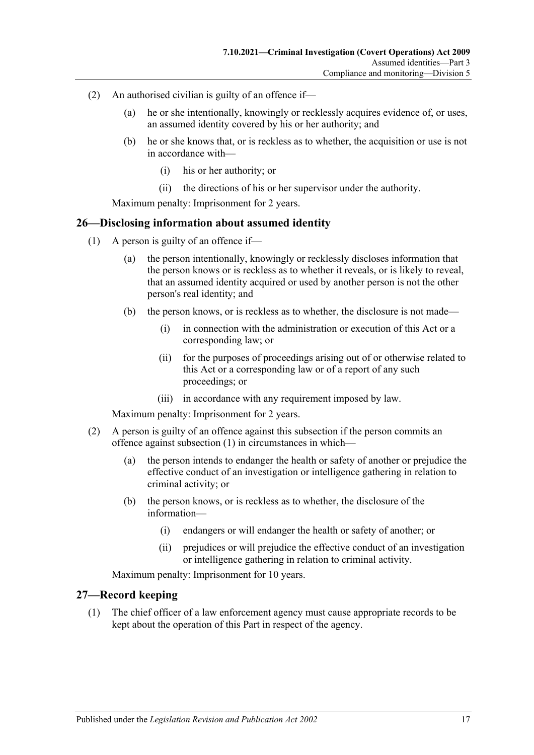(2) An authorised civilian is guilty of an offence if—

(a) he or she intentionally, knowingly or recklessly acquires evidence of, or uses, an assumed identity covered by his or her authority; and

(b) he or she knows that, or is reckless as to whether, the acquisition or use is not in accordance with—

(i) his or her authority; or

(ii) the directions of his or her supervisor under the authority.

Maximum penalty: Imprisonment for 2 years.

## 26—Disclosing information about assumed identity

(1) A person is guilty of an offence if—

(a) the person intentionally, knowingly or recklessly discloses information that the person knows or is reckless as to whether it reveals, or is likely to reveal, that an assumed identity acquired or used by another person is not the other person's real identity; and

(b) the person knows, or is reckless as to whether, the disclosure is not made—

(i) in connection with the administration or execution of this Act or a corresponding law; or

(ii) for the purposes of proceedings arising out of or otherwise related to this Act or a corresponding law or of a report of any such proceedings; or

(iii) in accordance with any requirement imposed by law.

Maximum penalty: Imprisonment for 2 years.

(2) A person is guilty of an offence against this subsection if the person commits an offence against subsection (1) in circumstances in which—

(a) the person intends to endanger the health or safety of another or prejudice the effective conduct of an investigation or intelligence gathering in relation to criminal activity; or

(b) the person knows, or is reckless as to whether, the disclosure of the information—

(i) endangers or will endanger the health or safety of another; or

(ii) prejudices or will prejudice the effective conduct of an investigation or intelligence gathering in relation to criminal activity.

Maximum penalty: Imprisonment for 10 years.

## 27—Record keeping

(1) The chief officer of a law enforcement agency must cause appropriate records to be kept about the operation of this Part in respect of the agency.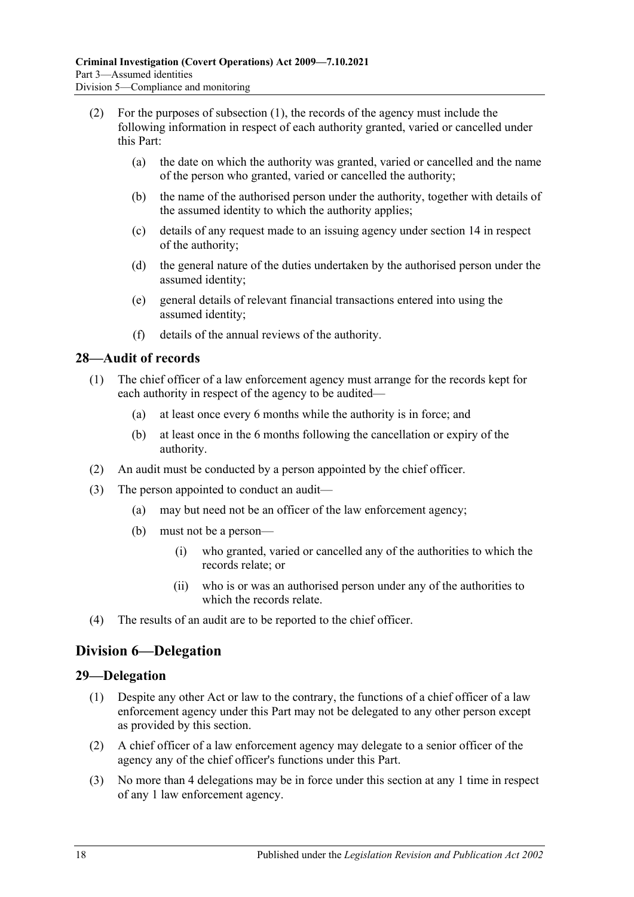(2) For the purposes of subsection (1), the records of the agency must include the following information in respect of each authority granted, varied or cancelled under this Part:

(a) the date on which the authority was granted, varied or cancelled and the name of the person who granted, varied or cancelled the authority;

(b) the name of the authorised person under the authority, together with details of the assumed identity to which the authority applies;

(c) details of any request made to an issuing agency under section 14 in respect of the authority;

(d) the general nature of the duties undertaken by the authorised person under the assumed identity;

(e) general details of relevant financial transactions entered into using the assumed identity;

(f) details of the annual reviews of the authority.

## 28—Audit of records

(1) The chief officer of a law enforcement agency must arrange for the records kept for each authority in respect of the agency to be audited—

(a) at least once every 6 months while the authority is in force; and

(b) at least once in the 6 months following the cancellation or expiry of the authority.

(2) An audit must be conducted by a person appointed by the chief officer.

(3) The person appointed to conduct an audit—

(a) may but need not be an officer of the law enforcement agency;

(b) must not be a person—

(i) who granted, varied or cancelled any of the authorities to which the records relate; or

(ii) who is or was an authorised person under any of the authorities to which the records relate.

(4) The results of an audit are to be reported to the chief officer.

# Division 6—Delegation

## 29—Delegation

(1) Despite any other Act or law to the contrary, the functions of a chief officer of a law enforcement agency under this Part may not be delegated to any other person except as provided by this section.

(2) A chief officer of a law enforcement agency may delegate to a senior officer of the agency any of the chief officer's functions under this Part.

(3) No more than 4 delegations may be in force under this section at any 1 time in respect of any 1 law enforcement agency.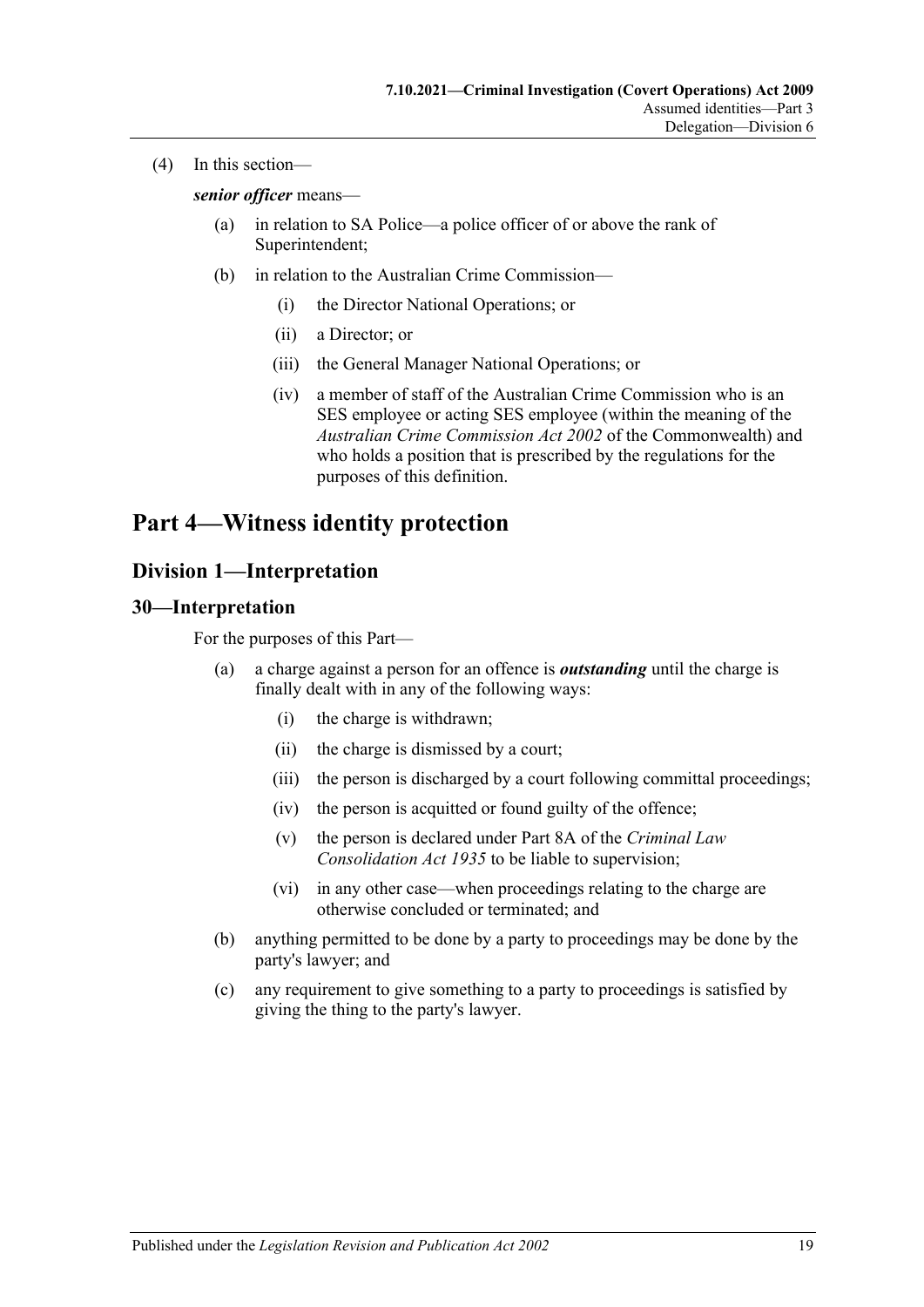(4) In this section—

***senior officer*** means—

- (a) in relation to SA Police—a police officer of or above the rank of Superintendent;
- (b) in relation to the Australian Crime Commission—
  - (i) the Director National Operations; or
  - (ii) a Director; or
  - (iii) the General Manager National Operations; or
  - (iv) a member of staff of the Australian Crime Commission who is an SES employee or acting SES employee (within the meaning of the *Australian Crime Commission Act 2002* of the Commonwealth) and who holds a position that is prescribed by the regulations for the purposes of this definition.

# Part 4—Witness identity protection

## Division 1—Interpretation

### 30—Interpretation

For the purposes of this Part—

- (a) a charge against a person for an offence is ***outstanding*** until the charge is finally dealt with in any of the following ways:
  - (i) the charge is withdrawn;
  - (ii) the charge is dismissed by a court;
  - (iii) the person is discharged by a court following committal proceedings;
  - (iv) the person is acquitted or found guilty of the offence;
  - (v) the person is declared under Part 8A of the *Criminal Law Consolidation Act 1935* to be liable to supervision;
  - (vi) in any other case—when proceedings relating to the charge are otherwise concluded or terminated; and
- (b) anything permitted to be done by a party to proceedings may be done by the party's lawyer; and
- (c) any requirement to give something to a party to proceedings is satisfied by giving the thing to the party's lawyer.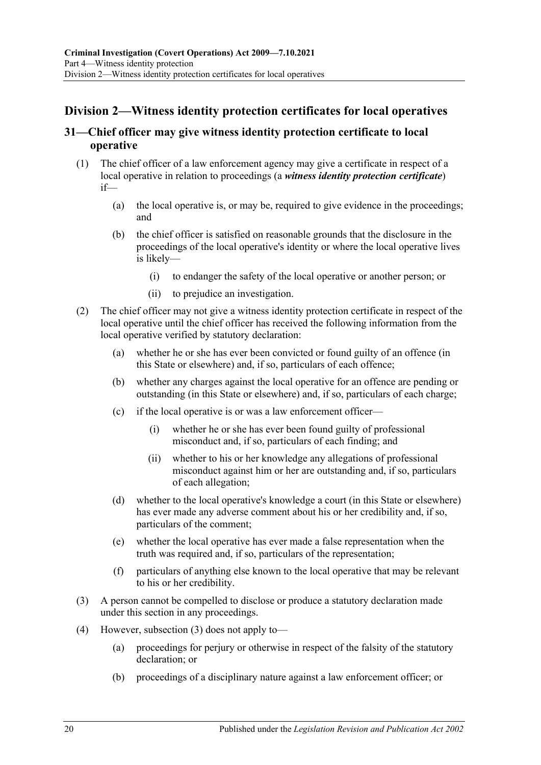## Division 2—Witness identity protection certificates for local operatives

### 31—Chief officer may give witness identity protection certificate to local operative

(1) The chief officer of a law enforcement agency may give a certificate in respect of a local operative in relation to proceedings (a ***witness identity protection certificate***) if—

(a) the local operative is, or may be, required to give evidence in the proceedings; and

(b) the chief officer is satisfied on reasonable grounds that the disclosure in the proceedings of the local operative's identity or where the local operative lives is likely—

(i) to endanger the safety of the local operative or another person; or

(ii) to prejudice an investigation.

(2) The chief officer may not give a witness identity protection certificate in respect of the local operative until the chief officer has received the following information from the local operative verified by statutory declaration:

(a) whether he or she has ever been convicted or found guilty of an offence (in this State or elsewhere) and, if so, particulars of each offence;

(b) whether any charges against the local operative for an offence are pending or outstanding (in this State or elsewhere) and, if so, particulars of each charge;

(c) if the local operative is or was a law enforcement officer—

(i) whether he or she has ever been found guilty of professional misconduct and, if so, particulars of each finding; and

(ii) whether to his or her knowledge any allegations of professional misconduct against him or her are outstanding and, if so, particulars of each allegation;

(d) whether to the local operative's knowledge a court (in this State or elsewhere) has ever made any adverse comment about his or her credibility and, if so, particulars of the comment;

(e) whether the local operative has ever made a false representation when the truth was required and, if so, particulars of the representation;

(f) particulars of anything else known to the local operative that may be relevant to his or her credibility.

(3) A person cannot be compelled to disclose or produce a statutory declaration made under this section in any proceedings.

(4) However, subsection (3) does not apply to—

(a) proceedings for perjury or otherwise in respect of the falsity of the statutory declaration; or

(b) proceedings of a disciplinary nature against a law enforcement officer; or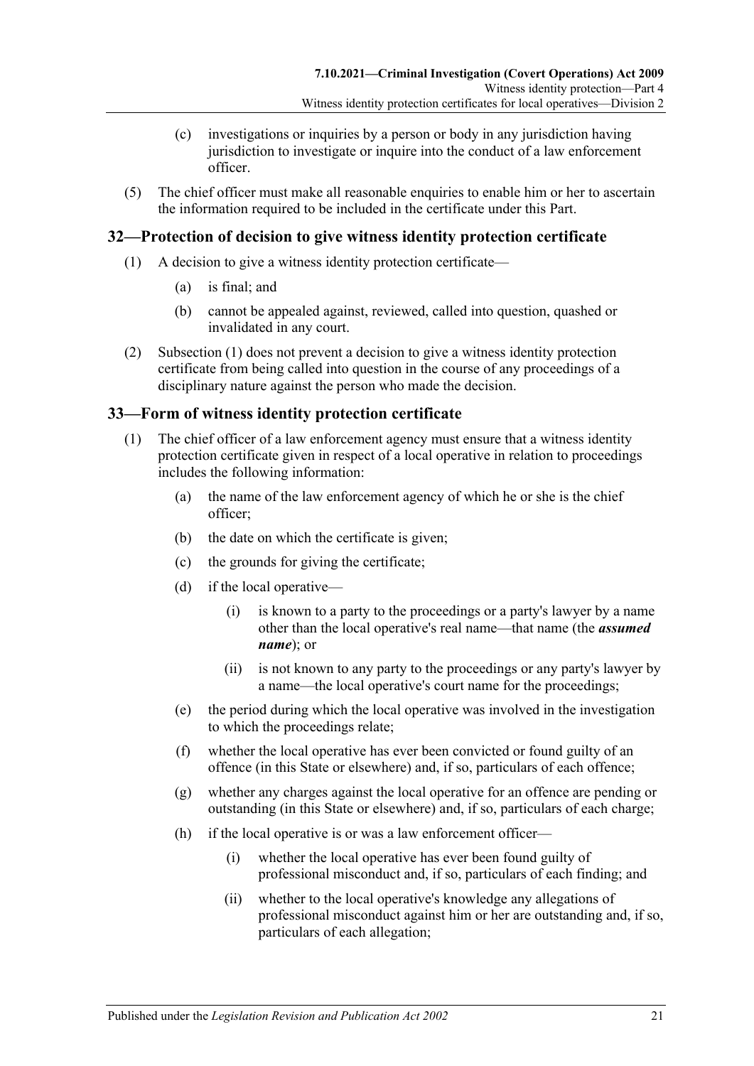(c) investigations or inquiries by a person or body in any jurisdiction having jurisdiction to investigate or inquire into the conduct of a law enforcement officer.

(5) The chief officer must make all reasonable enquiries to enable him or her to ascertain the information required to be included in the certificate under this Part.

## 32—Protection of decision to give witness identity protection certificate

(1) A decision to give a witness identity protection certificate—

(a) is final; and

(b) cannot be appealed against, reviewed, called into question, quashed or invalidated in any court.

(2) Subsection (1) does not prevent a decision to give a witness identity protection certificate from being called into question in the course of any proceedings of a disciplinary nature against the person who made the decision.

## 33—Form of witness identity protection certificate

(1) The chief officer of a law enforcement agency must ensure that a witness identity protection certificate given in respect of a local operative in relation to proceedings includes the following information:

(a) the name of the law enforcement agency of which he or she is the chief officer;

(b) the date on which the certificate is given;

(c) the grounds for giving the certificate;

(d) if the local operative—

(i) is known to a party to the proceedings or a party's lawyer by a name other than the local operative's real name—that name (the ***assumed name***); or

(ii) is not known to any party to the proceedings or any party's lawyer by a name—the local operative's court name for the proceedings;

(e) the period during which the local operative was involved in the investigation to which the proceedings relate;

(f) whether the local operative has ever been convicted or found guilty of an offence (in this State or elsewhere) and, if so, particulars of each offence;

(g) whether any charges against the local operative for an offence are pending or outstanding (in this State or elsewhere) and, if so, particulars of each charge;

(h) if the local operative is or was a law enforcement officer—

(i) whether the local operative has ever been found guilty of professional misconduct and, if so, particulars of each finding; and

(ii) whether to the local operative's knowledge any allegations of professional misconduct against him or her are outstanding and, if so, particulars of each allegation;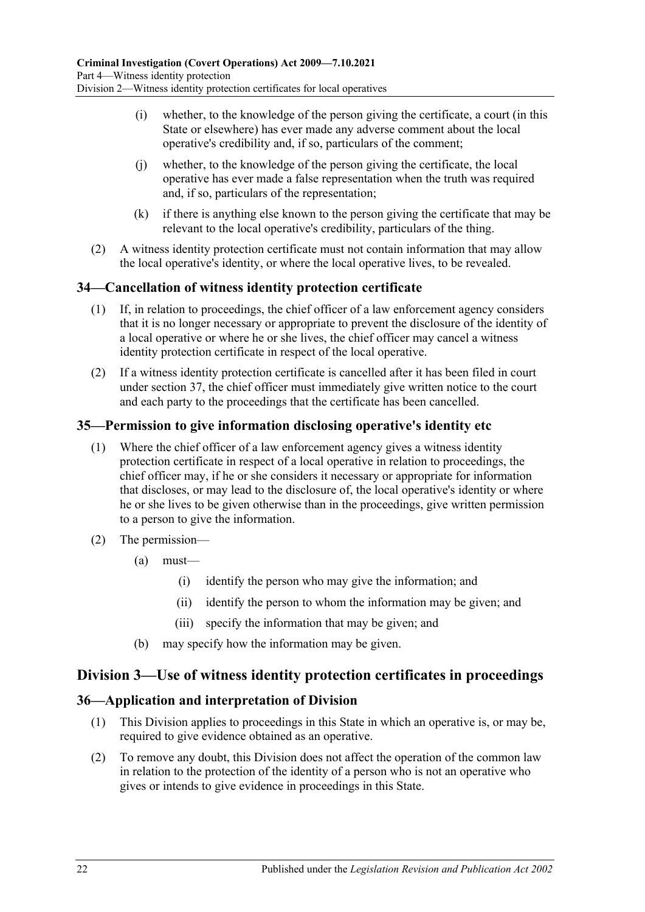(i) whether, to the knowledge of the person giving the certificate, a court (in this State or elsewhere) has ever made any adverse comment about the local operative's credibility and, if so, particulars of the comment;

(j) whether, to the knowledge of the person giving the certificate, the local operative has ever made a false representation when the truth was required and, if so, particulars of the representation;

(k) if there is anything else known to the person giving the certificate that may be relevant to the local operative's credibility, particulars of the thing.

(2) A witness identity protection certificate must not contain information that may allow the local operative's identity, or where the local operative lives, to be revealed.

## 34—Cancellation of witness identity protection certificate

(1) If, in relation to proceedings, the chief officer of a law enforcement agency considers that it is no longer necessary or appropriate to prevent the disclosure of the identity of a local operative or where he or she lives, the chief officer may cancel a witness identity protection certificate in respect of the local operative.

(2) If a witness identity protection certificate is cancelled after it has been filed in court under section 37, the chief officer must immediately give written notice to the court and each party to the proceedings that the certificate has been cancelled.

## 35—Permission to give information disclosing operative's identity etc

(1) Where the chief officer of a law enforcement agency gives a witness identity protection certificate in respect of a local operative in relation to proceedings, the chief officer may, if he or she considers it necessary or appropriate for information that discloses, or may lead to the disclosure of, the local operative's identity or where he or she lives to be given otherwise than in the proceedings, give written permission to a person to give the information.

(2) The permission—

(a) must—

(i) identify the person who may give the information; and

(ii) identify the person to whom the information may be given; and

(iii) specify the information that may be given; and

(b) may specify how the information may be given.

# Division 3—Use of witness identity protection certificates in proceedings

## 36—Application and interpretation of Division

(1) This Division applies to proceedings in this State in which an operative is, or may be, required to give evidence obtained as an operative.

(2) To remove any doubt, this Division does not affect the operation of the common law in relation to the protection of the identity of a person who is not an operative who gives or intends to give evidence in proceedings in this State.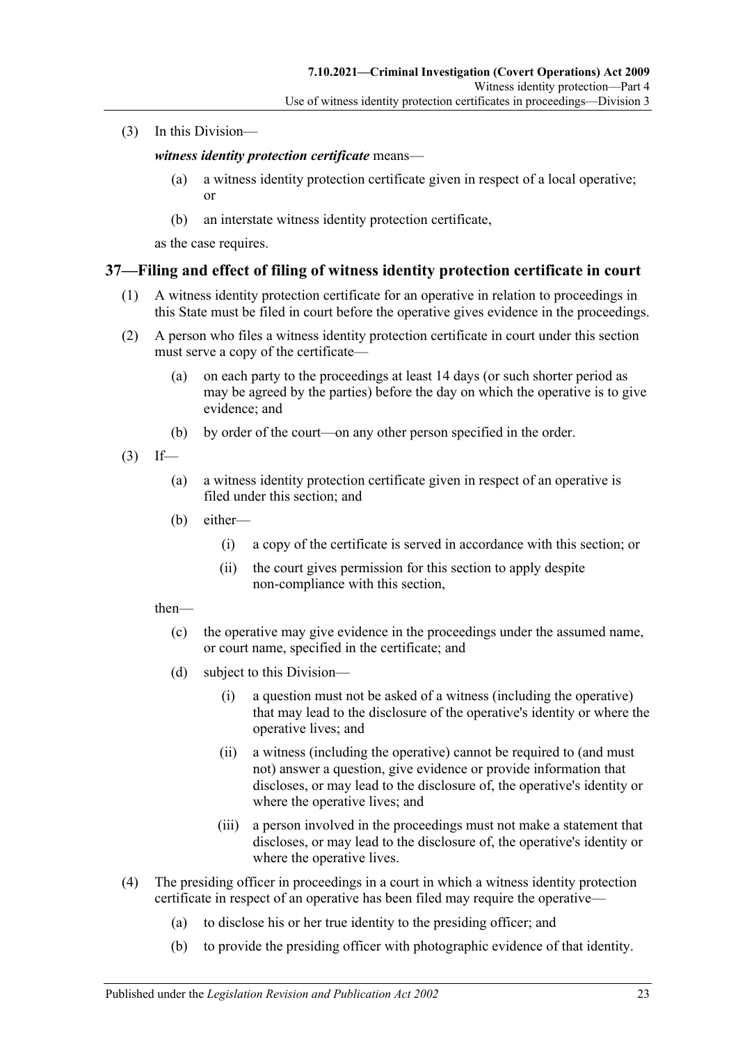(3) In this Division—

***witness identity protection certificate*** means—

(a) a witness identity protection certificate given in respect of a local operative; or

(b) an interstate witness identity protection certificate,

as the case requires.

## 37—Filing and effect of filing of witness identity protection certificate in court

(1) A witness identity protection certificate for an operative in relation to proceedings in this State must be filed in court before the operative gives evidence in the proceedings.

(2) A person who files a witness identity protection certificate in court under this section must serve a copy of the certificate—

(a) on each party to the proceedings at least 14 days (or such shorter period as may be agreed by the parties) before the day on which the operative is to give evidence; and

(b) by order of the court—on any other person specified in the order.

(3) If—

(a) a witness identity protection certificate given in respect of an operative is filed under this section; and

(b) either—

(i) a copy of the certificate is served in accordance with this section; or

(ii) the court gives permission for this section to apply despite non-compliance with this section,

then—

(c) the operative may give evidence in the proceedings under the assumed name, or court name, specified in the certificate; and

(d) subject to this Division—

(i) a question must not be asked of a witness (including the operative) that may lead to the disclosure of the operative's identity or where the operative lives; and

(ii) a witness (including the operative) cannot be required to (and must not) answer a question, give evidence or provide information that discloses, or may lead to the disclosure of, the operative's identity or where the operative lives; and

(iii) a person involved in the proceedings must not make a statement that discloses, or may lead to the disclosure of, the operative's identity or where the operative lives.

(4) The presiding officer in proceedings in a court in which a witness identity protection certificate in respect of an operative has been filed may require the operative—

(a) to disclose his or her true identity to the presiding officer; and

(b) to provide the presiding officer with photographic evidence of that identity.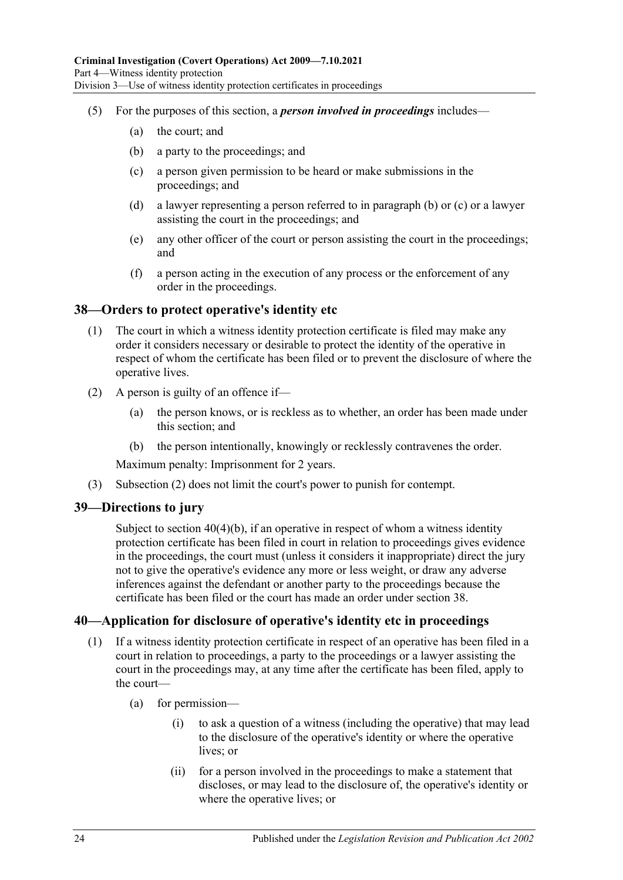(5) For the purposes of this section, a ***person involved in proceedings*** includes—

(a) the court; and

(b) a party to the proceedings; and

(c) a person given permission to be heard or make submissions in the proceedings; and

(d) a lawyer representing a person referred to in paragraph (b) or (c) or a lawyer assisting the court in the proceedings; and

(e) any other officer of the court or person assisting the court in the proceedings; and

(f) a person acting in the execution of any process or the enforcement of any order in the proceedings.

## 38—Orders to protect operative's identity etc

(1) The court in which a witness identity protection certificate is filed may make any order it considers necessary or desirable to protect the identity of the operative in respect of whom the certificate has been filed or to prevent the disclosure of where the operative lives.

(2) A person is guilty of an offence if—

(a) the person knows, or is reckless as to whether, an order has been made under this section; and

(b) the person intentionally, knowingly or recklessly contravenes the order.

Maximum penalty: Imprisonment for 2 years.

(3) Subsection (2) does not limit the court's power to punish for contempt.

## 39—Directions to jury

Subject to section 40(4)(b), if an operative in respect of whom a witness identity protection certificate has been filed in court in relation to proceedings gives evidence in the proceedings, the court must (unless it considers it inappropriate) direct the jury not to give the operative's evidence any more or less weight, or draw any adverse inferences against the defendant or another party to the proceedings because the certificate has been filed or the court has made an order under section 38.

## 40—Application for disclosure of operative's identity etc in proceedings

(1) If a witness identity protection certificate in respect of an operative has been filed in a court in relation to proceedings, a party to the proceedings or a lawyer assisting the court in the proceedings may, at any time after the certificate has been filed, apply to the court—

(a) for permission—

(i) to ask a question of a witness (including the operative) that may lead to the disclosure of the operative's identity or where the operative lives; or

(ii) for a person involved in the proceedings to make a statement that discloses, or may lead to the disclosure of, the operative's identity or where the operative lives; or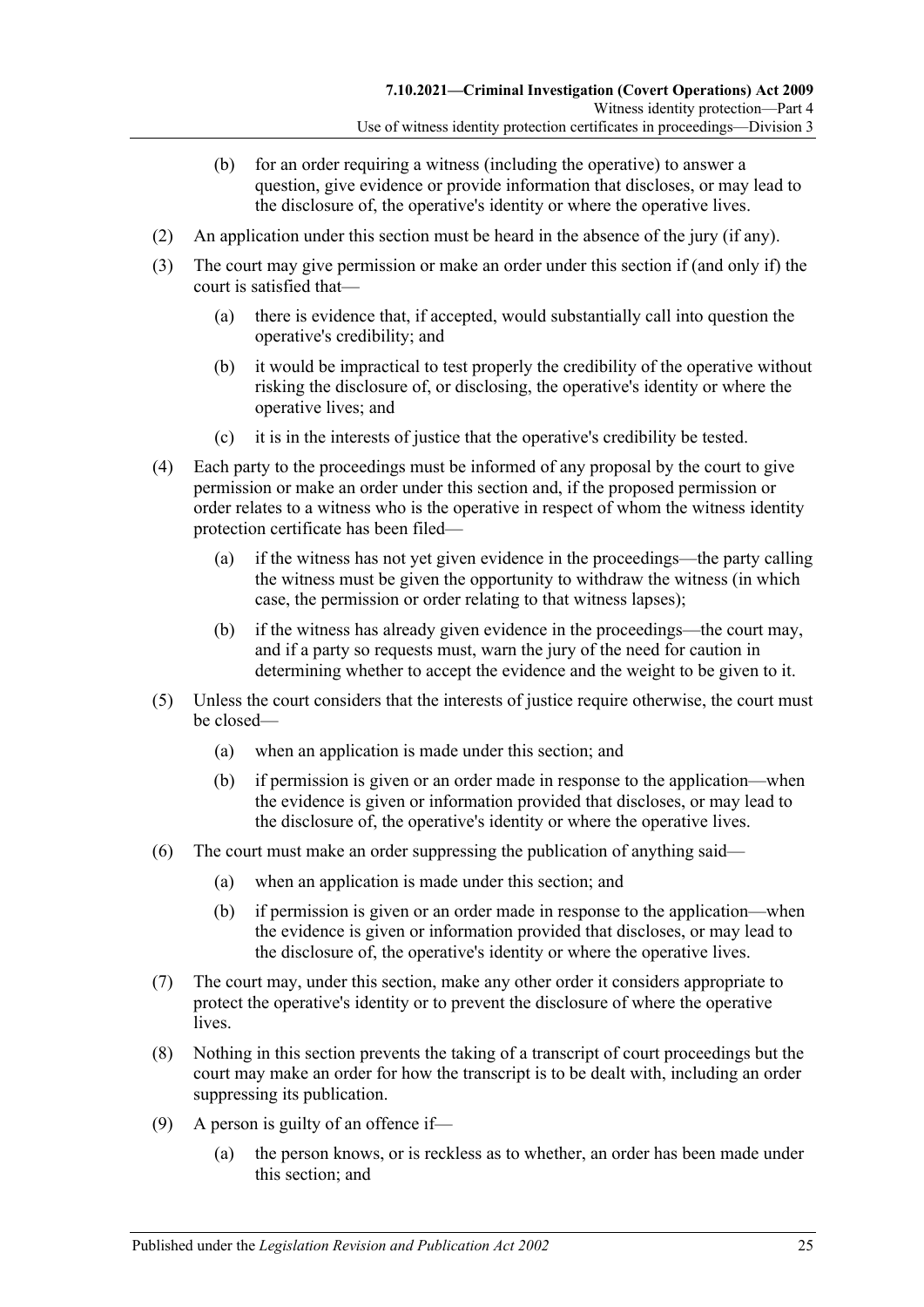(b) for an order requiring a witness (including the operative) to answer a question, give evidence or provide information that discloses, or may lead to the disclosure of, the operative's identity or where the operative lives.

(2) An application under this section must be heard in the absence of the jury (if any).

(3) The court may give permission or make an order under this section if (and only if) the court is satisfied that—

(a) there is evidence that, if accepted, would substantially call into question the operative's credibility; and

(b) it would be impractical to test properly the credibility of the operative without risking the disclosure of, or disclosing, the operative's identity or where the operative lives; and

(c) it is in the interests of justice that the operative's credibility be tested.

(4) Each party to the proceedings must be informed of any proposal by the court to give permission or make an order under this section and, if the proposed permission or order relates to a witness who is the operative in respect of whom the witness identity protection certificate has been filed—

(a) if the witness has not yet given evidence in the proceedings—the party calling the witness must be given the opportunity to withdraw the witness (in which case, the permission or order relating to that witness lapses);

(b) if the witness has already given evidence in the proceedings—the court may, and if a party so requests must, warn the jury of the need for caution in determining whether to accept the evidence and the weight to be given to it.

(5) Unless the court considers that the interests of justice require otherwise, the court must be closed—

(a) when an application is made under this section; and

(b) if permission is given or an order made in response to the application—when the evidence is given or information provided that discloses, or may lead to the disclosure of, the operative's identity or where the operative lives.

(6) The court must make an order suppressing the publication of anything said—

(a) when an application is made under this section; and

(b) if permission is given or an order made in response to the application—when the evidence is given or information provided that discloses, or may lead to the disclosure of, the operative's identity or where the operative lives.

(7) The court may, under this section, make any other order it considers appropriate to protect the operative's identity or to prevent the disclosure of where the operative lives.

(8) Nothing in this section prevents the taking of a transcript of court proceedings but the court may make an order for how the transcript is to be dealt with, including an order suppressing its publication.

(9) A person is guilty of an offence if—

(a) the person knows, or is reckless as to whether, an order has been made under this section; and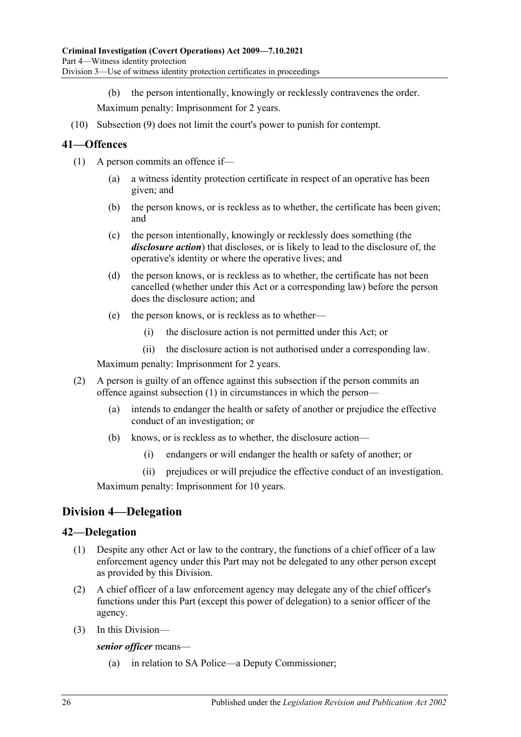(b) the person intentionally, knowingly or recklessly contravenes the order.

Maximum penalty: Imprisonment for 2 years.

(10) Subsection (9) does not limit the court's power to punish for contempt.

## 41—Offences

(1) A person commits an offence if—

(a) a witness identity protection certificate in respect of an operative has been given; and

(b) the person knows, or is reckless as to whether, the certificate has been given; and

(c) the person intentionally, knowingly or recklessly does something (the ***disclosure action***) that discloses, or is likely to lead to the disclosure of, the operative's identity or where the operative lives; and

(d) the person knows, or is reckless as to whether, the certificate has not been cancelled (whether under this Act or a corresponding law) before the person does the disclosure action; and

(e) the person knows, or is reckless as to whether—

(i) the disclosure action is not permitted under this Act; or

(ii) the disclosure action is not authorised under a corresponding law.

Maximum penalty: Imprisonment for 2 years.

(2) A person is guilty of an offence against this subsection if the person commits an offence against subsection (1) in circumstances in which the person—

(a) intends to endanger the health or safety of another or prejudice the effective conduct of an investigation; or

(b) knows, or is reckless as to whether, the disclosure action—

(i) endangers or will endanger the health or safety of another; or

(ii) prejudices or will prejudice the effective conduct of an investigation.

Maximum penalty: Imprisonment for 10 years.

# Division 4—Delegation

## 42—Delegation

(1) Despite any other Act or law to the contrary, the functions of a chief officer of a law enforcement agency under this Part may not be delegated to any other person except as provided by this Division.

(2) A chief officer of a law enforcement agency may delegate any of the chief officer's functions under this Part (except this power of delegation) to a senior officer of the agency.

(3) In this Division—

***senior officer*** means—

(a) in relation to SA Police—a Deputy Commissioner;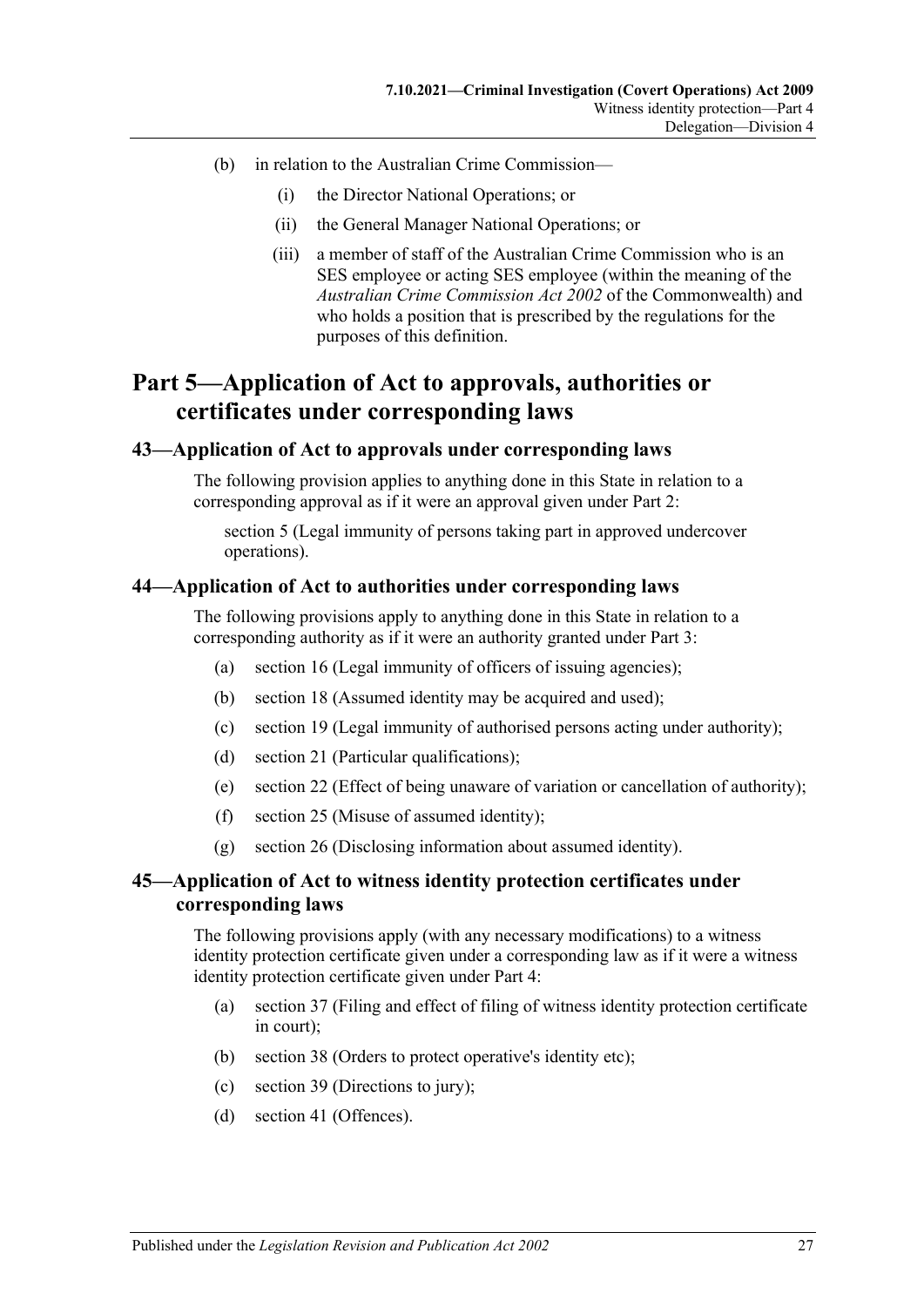(b) in relation to the Australian Crime Commission—

   (i) the Director National Operations; or

   (ii) the General Manager National Operations; or

   (iii) a member of staff of the Australian Crime Commission who is an SES employee or acting SES employee (within the meaning of the *Australian Crime Commission Act 2002* of the Commonwealth) and who holds a position that is prescribed by the regulations for the purposes of this definition.

# Part 5—Application of Act to approvals, authorities or certificates under corresponding laws

## 43—Application of Act to approvals under corresponding laws

The following provision applies to anything done in this State in relation to a corresponding approval as if it were an approval given under Part 2:

section 5 (Legal immunity of persons taking part in approved undercover operations).

## 44—Application of Act to authorities under corresponding laws

The following provisions apply to anything done in this State in relation to a corresponding authority as if it were an authority granted under Part 3:

(a) section 16 (Legal immunity of officers of issuing agencies);

(b) section 18 (Assumed identity may be acquired and used);

(c) section 19 (Legal immunity of authorised persons acting under authority);

(d) section 21 (Particular qualifications);

(e) section 22 (Effect of being unaware of variation or cancellation of authority);

(f) section 25 (Misuse of assumed identity);

(g) section 26 (Disclosing information about assumed identity).

## 45—Application of Act to witness identity protection certificates under corresponding laws

The following provisions apply (with any necessary modifications) to a witness identity protection certificate given under a corresponding law as if it were a witness identity protection certificate given under Part 4:

(a) section 37 (Filing and effect of filing of witness identity protection certificate in court);

(b) section 38 (Orders to protect operative's identity etc);

(c) section 39 (Directions to jury);

(d) section 41 (Offences).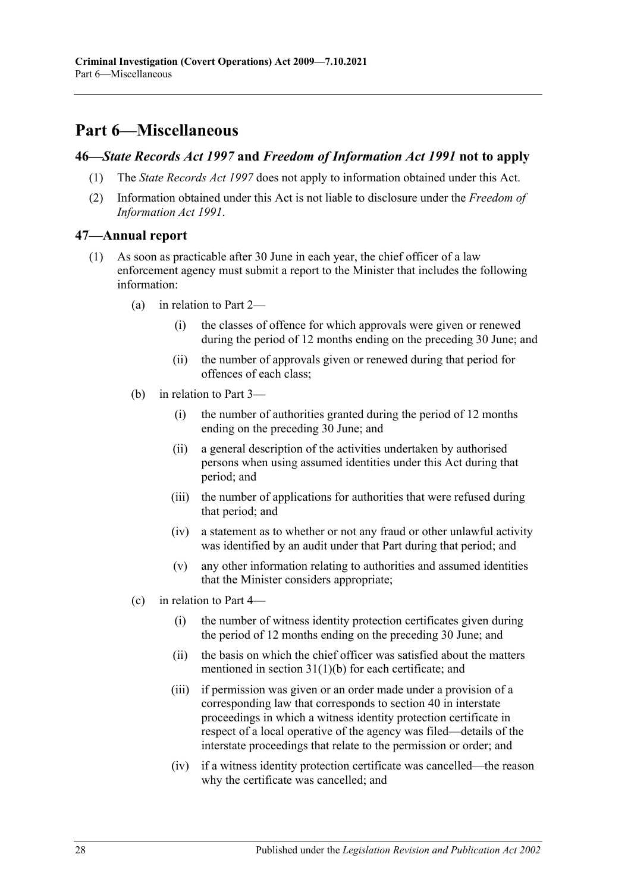# Part 6—Miscellaneous

## 46—*State Records Act 1997* and *Freedom of Information Act 1991* not to apply

(1) The *State Records Act 1997* does not apply to information obtained under this Act.

(2) Information obtained under this Act is not liable to disclosure under the *Freedom of Information Act 1991*.

## 47—Annual report

(1) As soon as practicable after 30 June in each year, the chief officer of a law enforcement agency must submit a report to the Minister that includes the following information:

(a) in relation to Part 2—

(i) the classes of offence for which approvals were given or renewed during the period of 12 months ending on the preceding 30 June; and

(ii) the number of approvals given or renewed during that period for offences of each class;

(b) in relation to Part 3—

(i) the number of authorities granted during the period of 12 months ending on the preceding 30 June; and

(ii) a general description of the activities undertaken by authorised persons when using assumed identities under this Act during that period; and

(iii) the number of applications for authorities that were refused during that period; and

(iv) a statement as to whether or not any fraud or other unlawful activity was identified by an audit under that Part during that period; and

(v) any other information relating to authorities and assumed identities that the Minister considers appropriate;

(c) in relation to Part 4—

(i) the number of witness identity protection certificates given during the period of 12 months ending on the preceding 30 June; and

(ii) the basis on which the chief officer was satisfied about the matters mentioned in section 31(1)(b) for each certificate; and

(iii) if permission was given or an order made under a provision of a corresponding law that corresponds to section 40 in interstate proceedings in which a witness identity protection certificate in respect of a local operative of the agency was filed—details of the interstate proceedings that relate to the permission or order; and

(iv) if a witness identity protection certificate was cancelled—the reason why the certificate was cancelled; and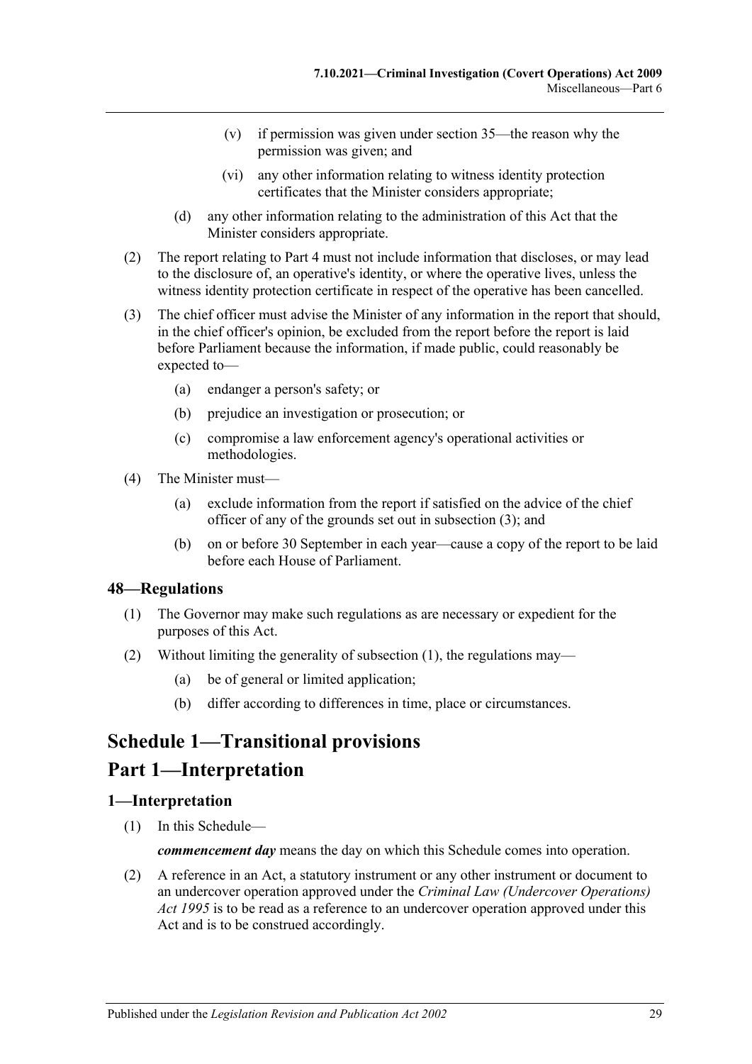(v) if permission was given under section 35—the reason why the permission was given; and

(vi) any other information relating to witness identity protection certificates that the Minister considers appropriate;

(d) any other information relating to the administration of this Act that the Minister considers appropriate.

(2) The report relating to Part 4 must not include information that discloses, or may lead to the disclosure of, an operative's identity, or where the operative lives, unless the witness identity protection certificate in respect of the operative has been cancelled.

(3) The chief officer must advise the Minister of any information in the report that should, in the chief officer's opinion, be excluded from the report before the report is laid before Parliament because the information, if made public, could reasonably be expected to—

(a) endanger a person's safety; or

(b) prejudice an investigation or prosecution; or

(c) compromise a law enforcement agency's operational activities or methodologies.

(4) The Minister must—

(a) exclude information from the report if satisfied on the advice of the chief officer of any of the grounds set out in subsection (3); and

(b) on or before 30 September in each year—cause a copy of the report to be laid before each House of Parliament.

### 48—Regulations

(1) The Governor may make such regulations as are necessary or expedient for the purposes of this Act.

(2) Without limiting the generality of subsection (1), the regulations may—

(a) be of general or limited application;

(b) differ according to differences in time, place or circumstances.

# Schedule 1—Transitional provisions

# Part 1—Interpretation

### 1—Interpretation

(1) In this Schedule—

***commencement day*** means the day on which this Schedule comes into operation.

(2) A reference in an Act, a statutory instrument or any other instrument or document to an undercover operation approved under the *Criminal Law (Undercover Operations) Act 1995* is to be read as a reference to an undercover operation approved under this Act and is to be construed accordingly.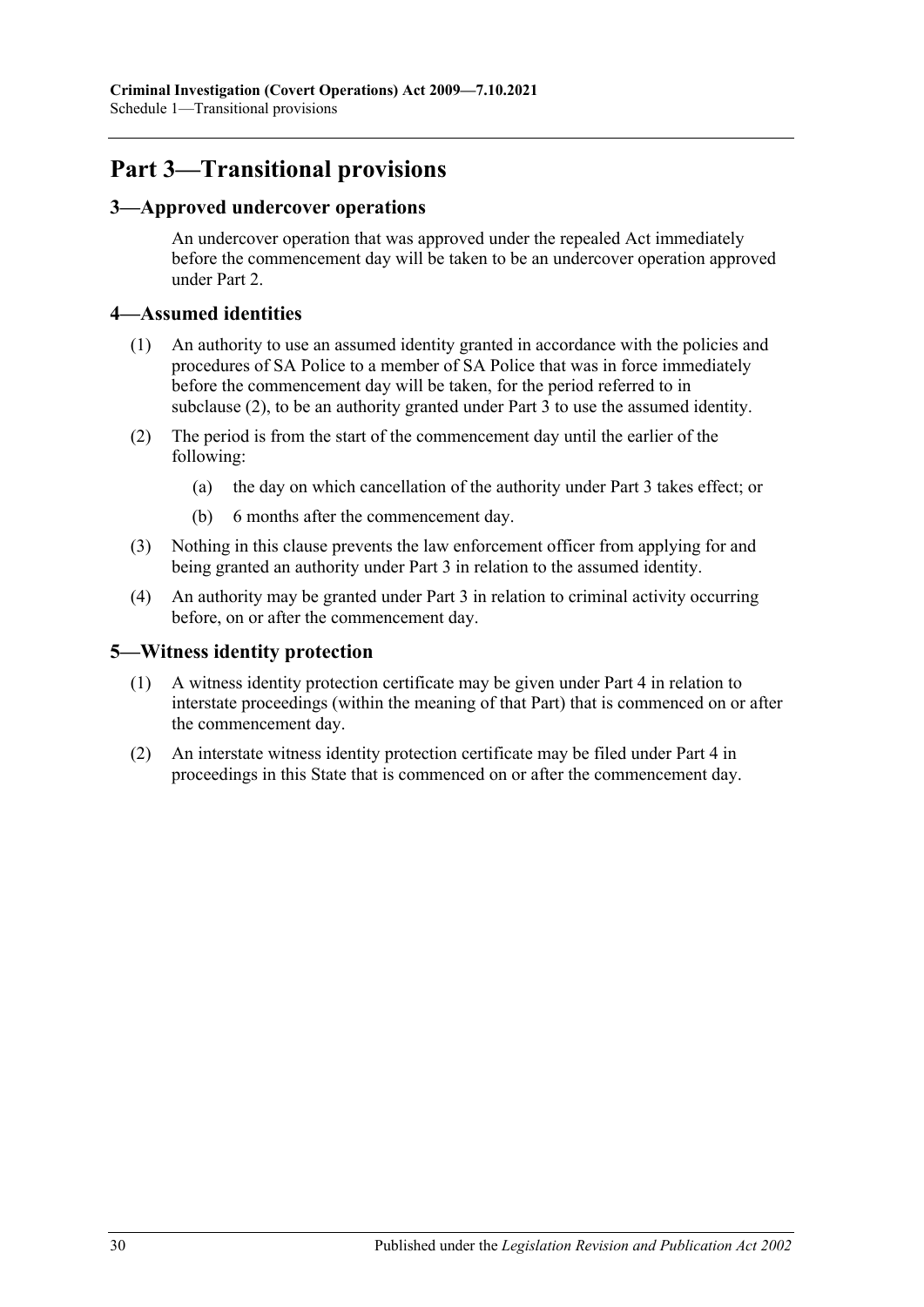## Part 3—Transitional provisions

### 3—Approved undercover operations

An undercover operation that was approved under the repealed Act immediately before the commencement day will be taken to be an undercover operation approved under Part 2.

### 4—Assumed identities

(1) An authority to use an assumed identity granted in accordance with the policies and procedures of SA Police to a member of SA Police that was in force immediately before the commencement day will be taken, for the period referred to in subclause (2), to be an authority granted under Part 3 to use the assumed identity.

(2) The period is from the start of the commencement day until the earlier of the following:

- (a) the day on which cancellation of the authority under Part 3 takes effect; or
- (b) 6 months after the commencement day.

(3) Nothing in this clause prevents the law enforcement officer from applying for and being granted an authority under Part 3 in relation to the assumed identity.

(4) An authority may be granted under Part 3 in relation to criminal activity occurring before, on or after the commencement day.

### 5—Witness identity protection

(1) A witness identity protection certificate may be given under Part 4 in relation to interstate proceedings (within the meaning of that Part) that is commenced on or after the commencement day.

(2) An interstate witness identity protection certificate may be filed under Part 4 in proceedings in this State that is commenced on or after the commencement day.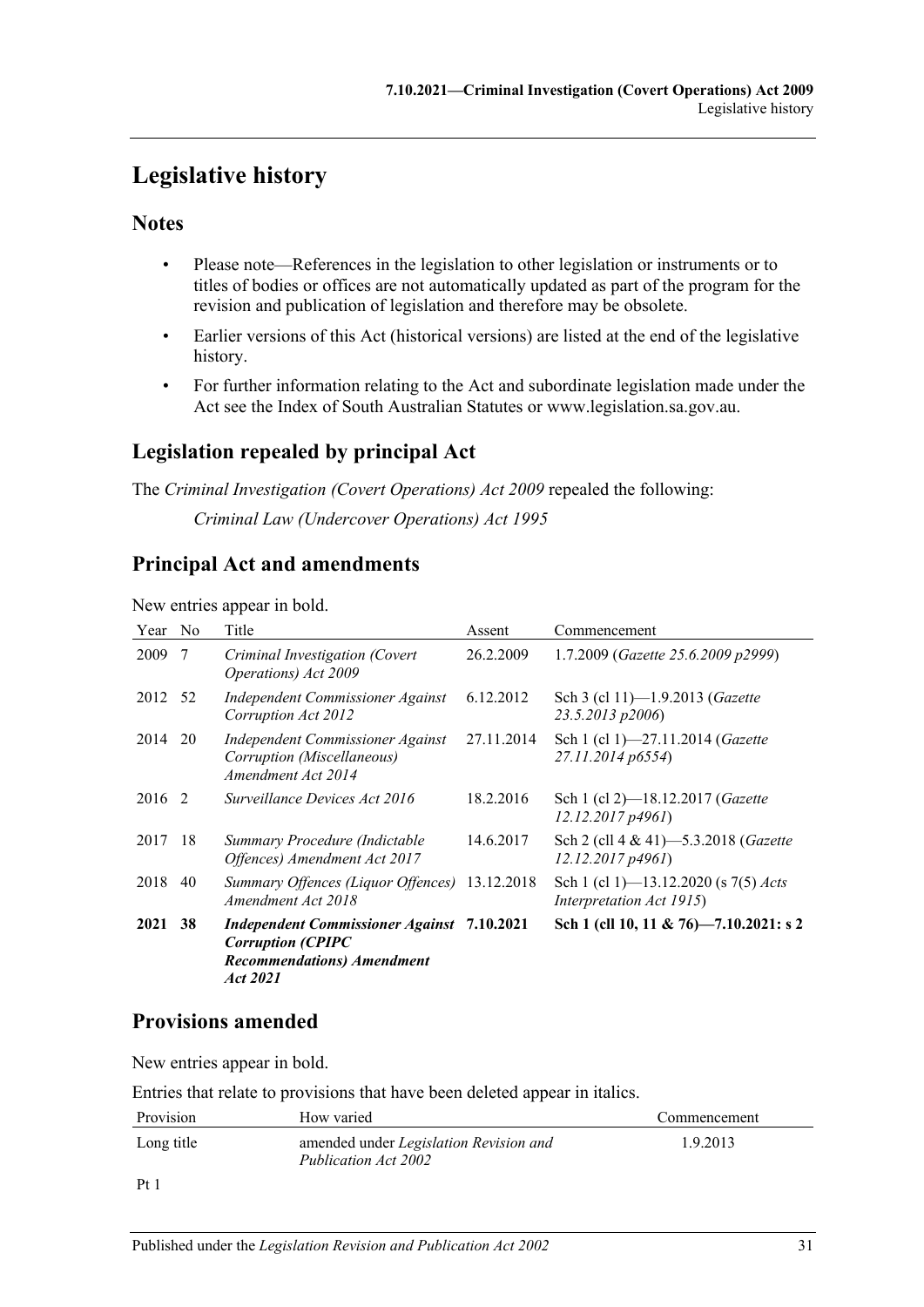# Legislative history

## Notes

- Please note—References in the legislation to other legislation or instruments or to titles of bodies or offices are not automatically updated as part of the program for the revision and publication of legislation and therefore may be obsolete.
- Earlier versions of this Act (historical versions) are listed at the end of the legislative history.
- For further information relating to the Act and subordinate legislation made under the Act see the Index of South Australian Statutes or www.legislation.sa.gov.au.

## Legislation repealed by principal Act

The *Criminal Investigation (Covert Operations) Act 2009* repealed the following:

*Criminal Law (Undercover Operations) Act 1995*

## Principal Act and amendments

New entries appear in bold.

| Year | No | Title | Assent | Commencement |
|---|---|---|---|---|
| 2009 | 7 | *Criminal Investigation (Covert Operations) Act 2009* | 26.2.2009 | 1.7.2009 (*Gazette 25.6.2009 p2999*) |
| 2012 | 52 | *Independent Commissioner Against Corruption Act 2012* | 6.12.2012 | Sch 3 (cl 11)—1.9.2013 (*Gazette 23.5.2013 p2006*) |
| 2014 | 20 | *Independent Commissioner Against Corruption (Miscellaneous) Amendment Act 2014* | 27.11.2014 | Sch 1 (cl 1)—27.11.2014 (*Gazette 27.11.2014 p6554*) |
| 2016 | 2 | *Surveillance Devices Act 2016* | 18.2.2016 | Sch 1 (cl 2)—18.12.2017 (*Gazette 12.12.2017 p4961*) |
| 2017 | 18 | *Summary Procedure (Indictable Offences) Amendment Act 2017* | 14.6.2017 | Sch 2 (cll 4 & 41)—5.3.2018 (*Gazette 12.12.2017 p4961*) |
| 2018 | 40 | *Summary Offences (Liquor Offences) Amendment Act 2018* | 13.12.2018 | Sch 1 (cl 1)—13.12.2020 (s 7(5) *Acts Interpretation Act 1915*) |
| **2021** | **38** | ***Independent Commissioner Against Corruption (CPIPC Recommendations) Amendment Act 2021*** | **7.10.2021** | **Sch 1 (cll 10, 11 & 76)—7.10.2021: s 2** |

## Provisions amended

New entries appear in bold.

Entries that relate to provisions that have been deleted appear in italics.

| Provision | How varied | Commencement |
|---|---|---|
| Long title | amended under *Legislation Revision and Publication Act 2002* | 1.9.2013 |
| Pt 1 | | |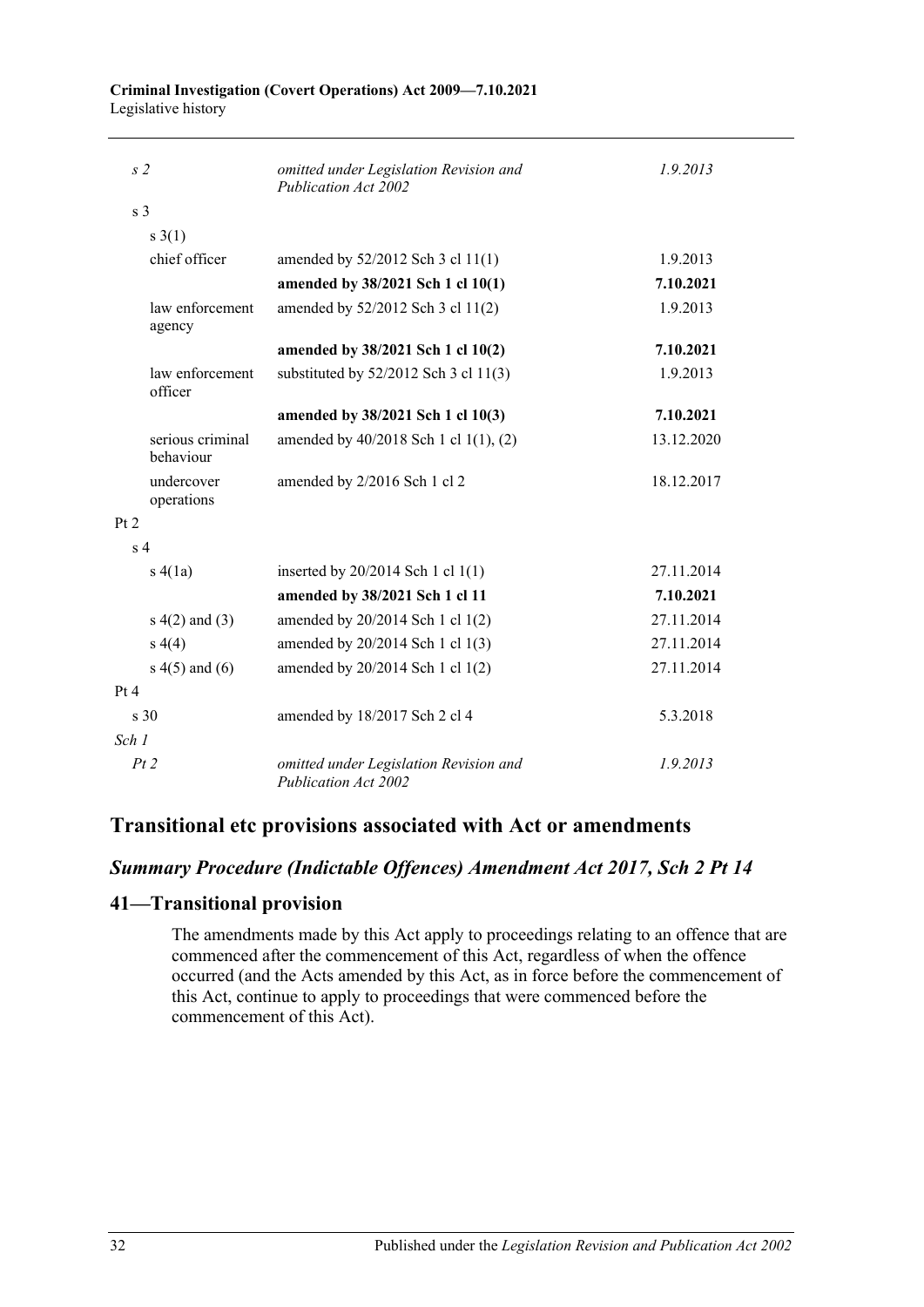| | | |
|---|---|---|
| *s 2* | *omitted under Legislation Revision and Publication Act 2002* | *1.9.2013* |
| s 3 | | |
| s 3(1) | | |
| chief officer | amended by 52/2012 Sch 3 cl 11(1) | 1.9.2013 |
| | **amended by 38/2021 Sch 1 cl 10(1)** | **7.10.2021** |
| law enforcement agency | amended by 52/2012 Sch 3 cl 11(2) | 1.9.2013 |
| | **amended by 38/2021 Sch 1 cl 10(2)** | **7.10.2021** |
| law enforcement officer | substituted by 52/2012 Sch 3 cl 11(3) | 1.9.2013 |
| | **amended by 38/2021 Sch 1 cl 10(3)** | **7.10.2021** |
| serious criminal behaviour | amended by 40/2018 Sch 1 cl 1(1), (2) | 13.12.2020 |
| undercover operations | amended by 2/2016 Sch 1 cl 2 | 18.12.2017 |
| Pt 2 | | |
| s 4 | | |
| s 4(1a) | inserted by 20/2014 Sch 1 cl 1(1) | 27.11.2014 |
| | **amended by 38/2021 Sch 1 cl 11** | **7.10.2021** |
| s 4(2) and (3) | amended by 20/2014 Sch 1 cl 1(2) | 27.11.2014 |
| s 4(4) | amended by 20/2014 Sch 1 cl 1(3) | 27.11.2014 |
| s 4(5) and (6) | amended by 20/2014 Sch 1 cl 1(2) | 27.11.2014 |
| Pt 4 | | |
| s 30 | amended by 18/2017 Sch 2 cl 4 | 5.3.2018 |
| *Sch 1* | | |
| *Pt 2* | *omitted under Legislation Revision and Publication Act 2002* | *1.9.2013* |

## Transitional etc provisions associated with Act or amendments

### *Summary Procedure (Indictable Offences) Amendment Act 2017, Sch 2 Pt 14*

### 41—Transitional provision

The amendments made by this Act apply to proceedings relating to an offence that are commenced after the commencement of this Act, regardless of when the offence occurred (and the Acts amended by this Act, as in force before the commencement of this Act, continue to apply to proceedings that were commenced before the commencement of this Act).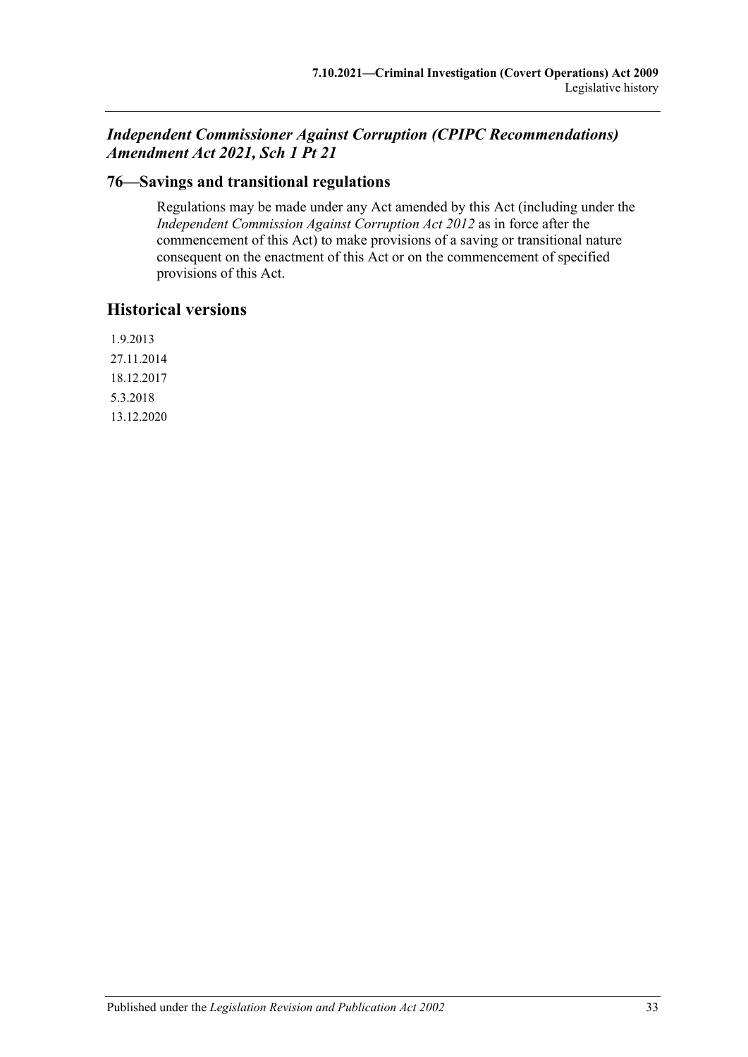### *Independent Commissioner Against Corruption (CPIPC Recommendations) Amendment Act 2021, Sch 1 Pt 21*

## 76—Savings and transitional regulations

Regulations may be made under any Act amended by this Act (including under the *Independent Commission Against Corruption Act 2012* as in force after the commencement of this Act) to make provisions of a saving or transitional nature consequent on the enactment of this Act or on the commencement of specified provisions of this Act.

## Historical versions

1.9.2013

27.11.2014

18.12.2017

5.3.2018

13.12.2020